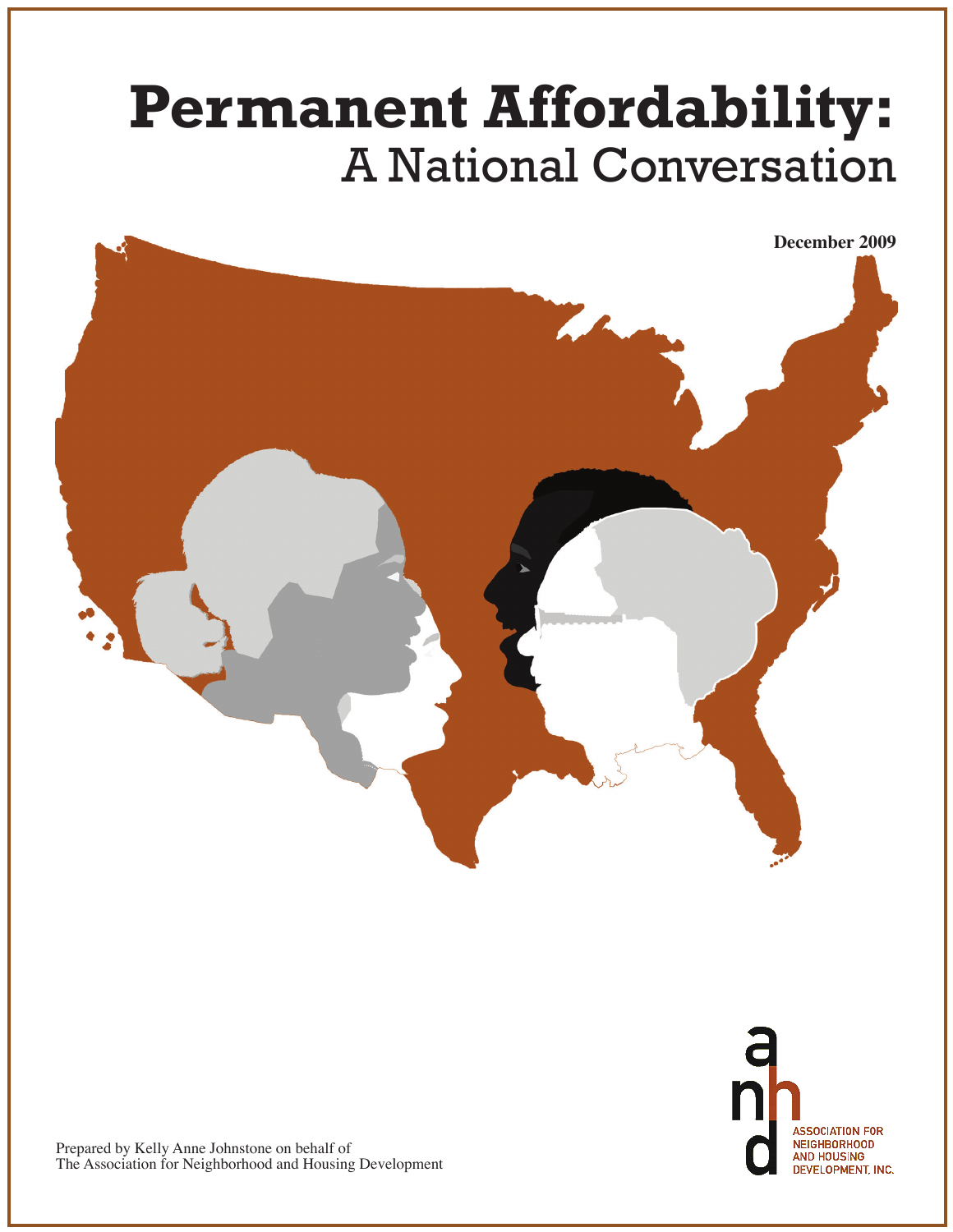# Permanent Affordability:
## A National Conversation

**December 2009**

Prepared by Kelly Anne Johnstone on behalf of
The Association for Neighborhood and Housing Development

ASSOCIATION FOR NEIGHBORHOOD AND HOUSING DEVELOPMENT, INC.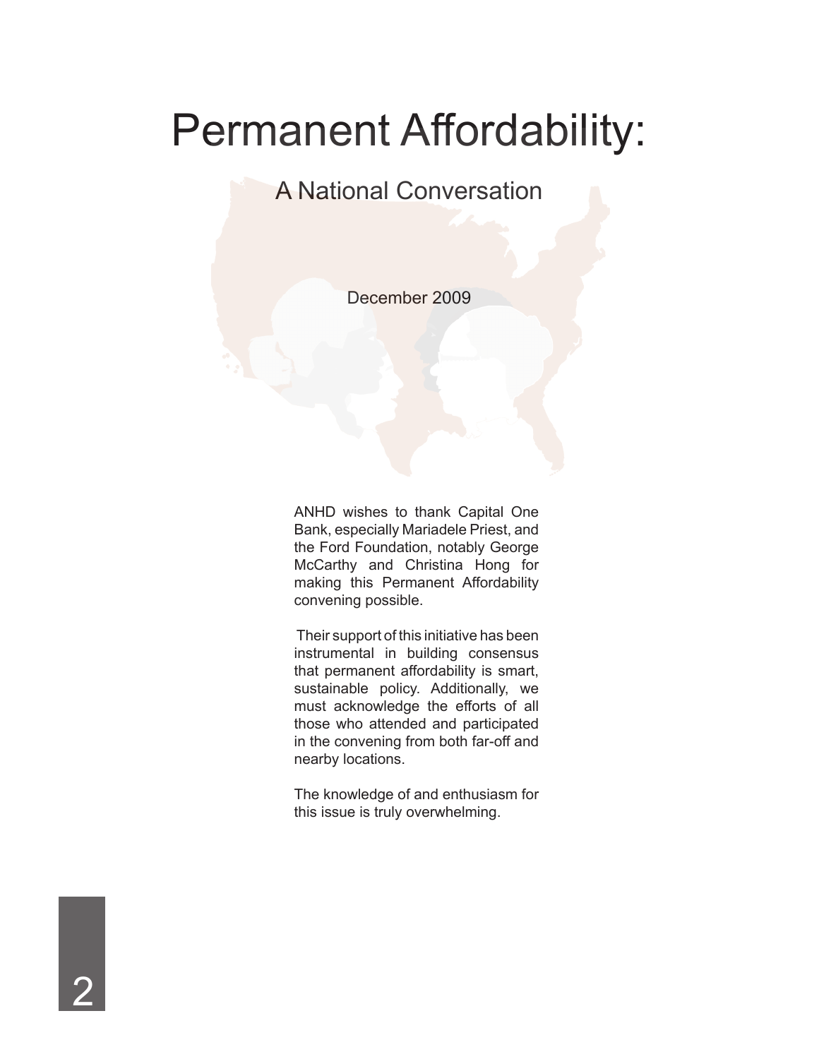# Permanent Affordability:

## A National Conversation

December 2009

ANHD wishes to thank Capital One Bank, especially Mariadele Priest, and the Ford Foundation, notably George McCarthy and Christina Hong for making this Permanent Affordability convening possible.

Their support of this initiative has been instrumental in building consensus that permanent affordability is smart, sustainable policy. Additionally, we must acknowledge the efforts of all those who attended and participated in the convening from both far-off and nearby locations.

The knowledge of and enthusiasm for this issue is truly overwhelming.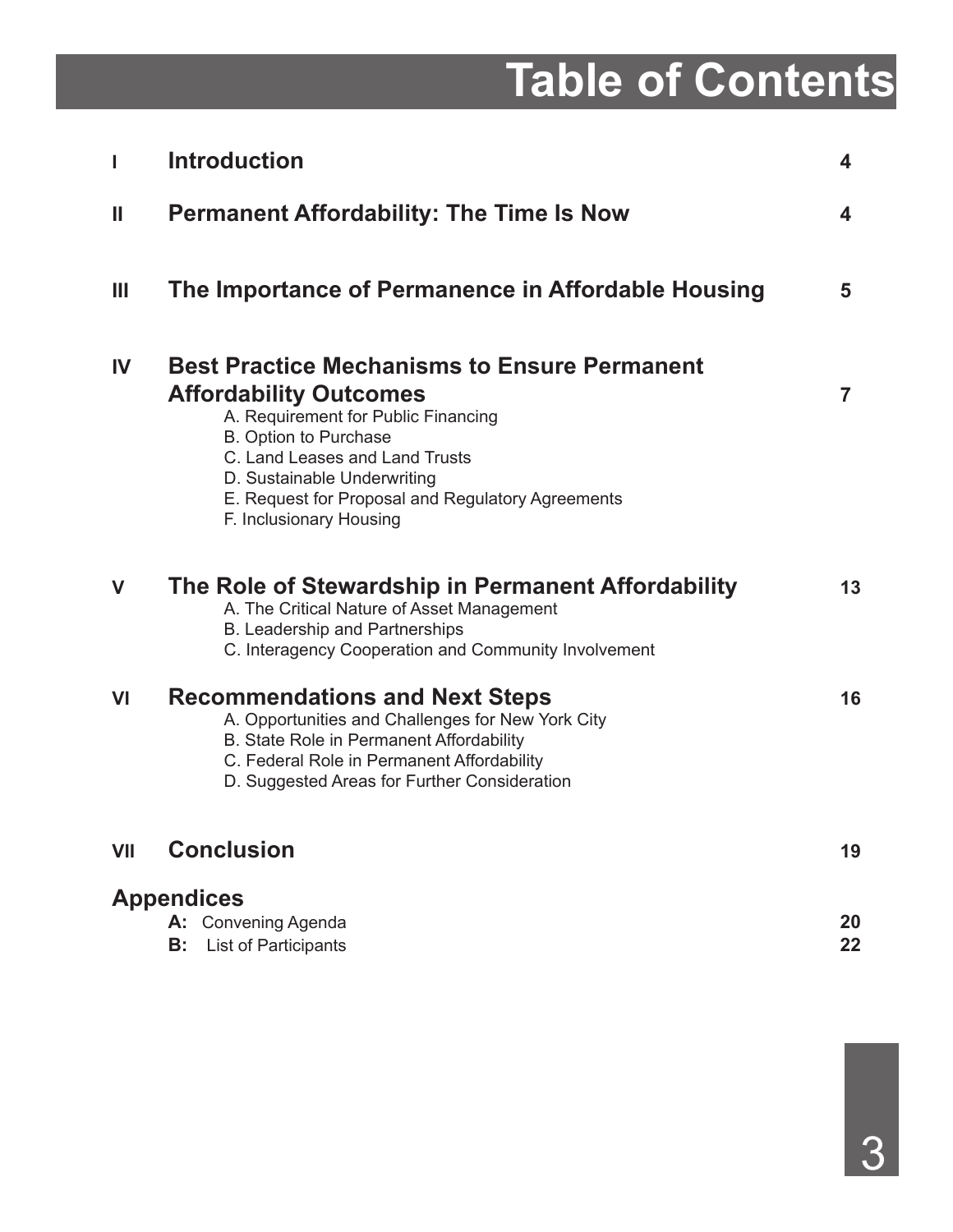# Table of Contents

| | | |
|---|---|---|
| **I** | **Introduction** | **4** |
| **II** | **Permanent Affordability: The Time Is Now** | **4** |
| **III** | **The Importance of Permanence in Affordable Housing** | **5** |
| **IV** | **Best Practice Mechanisms to Ensure Permanent Affordability Outcomes** | **7** |
| | A. Requirement for Public Financing | |
| | B. Option to Purchase | |
| | C. Land Leases and Land Trusts | |
| | D. Sustainable Underwriting | |
| | E. Request for Proposal and Regulatory Agreements | |
| | F. Inclusionary Housing | |
| **V** | **The Role of Stewardship in Permanent Affordability** | **13** |
| | A. The Critical Nature of Asset Management | |
| | B. Leadership and Partnerships | |
| | C. Interagency Cooperation and Community Involvement | |
| **VI** | **Recommendations and Next Steps** | **16** |
| | A. Opportunities and Challenges for New York City | |
| | B. State Role in Permanent Affordability | |
| | C. Federal Role in Permanent Affordability | |
| | D. Suggested Areas for Further Consideration | |
| **VII** | **Conclusion** | **19** |
| **Appendices** | | |
| | **A:** Convening Agenda | **20** |
| | **B:** List of Participants | **22** |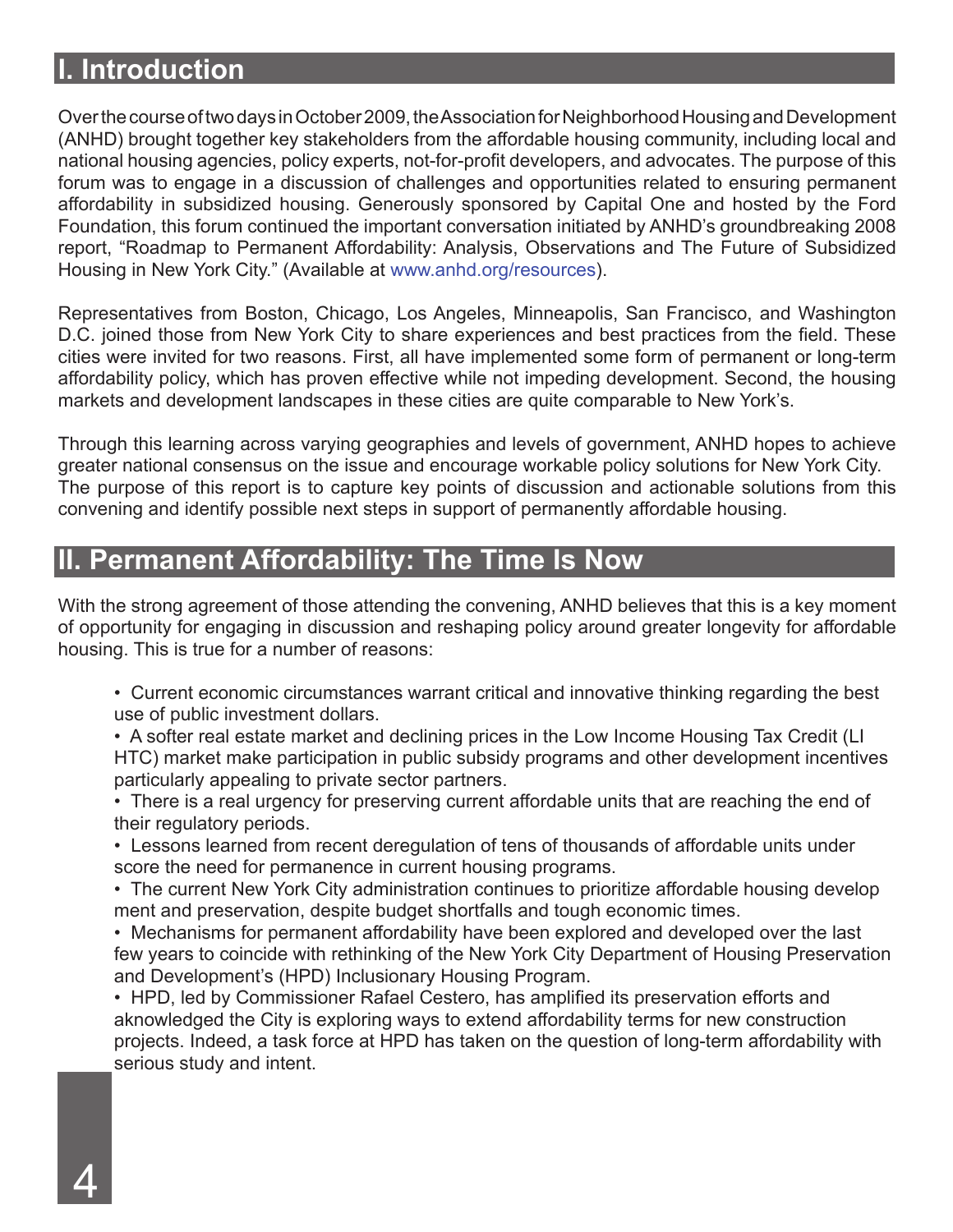## I. Introduction

Over the course of two days in October 2009, the Association for Neighborhood Housing and Development (ANHD) brought together key stakeholders from the affordable housing community, including local and national housing agencies, policy experts, not-for-profit developers, and advocates. The purpose of this forum was to engage in a discussion of challenges and opportunities related to ensuring permanent affordability in subsidized housing. Generously sponsored by Capital One and hosted by the Ford Foundation, this forum continued the important conversation initiated by ANHD's groundbreaking 2008 report, "Roadmap to Permanent Affordability: Analysis, Observations and The Future of Subsidized Housing in New York City." (Available at www.anhd.org/resources).

Representatives from Boston, Chicago, Los Angeles, Minneapolis, San Francisco, and Washington D.C. joined those from New York City to share experiences and best practices from the field. These cities were invited for two reasons. First, all have implemented some form of permanent or long-term affordability policy, which has proven effective while not impeding development. Second, the housing markets and development landscapes in these cities are quite comparable to New York's.

Through this learning across varying geographies and levels of government, ANHD hopes to achieve greater national consensus on the issue and encourage workable policy solutions for New York City. The purpose of this report is to capture key points of discussion and actionable solutions from this convening and identify possible next steps in support of permanently affordable housing.

## II. Permanent Affordability: The Time Is Now

With the strong agreement of those attending the convening, ANHD believes that this is a key moment of opportunity for engaging in discussion and reshaping policy around greater longevity for affordable housing. This is true for a number of reasons:

- Current economic circumstances warrant critical and innovative thinking regarding the best use of public investment dollars.
- A softer real estate market and declining prices in the Low Income Housing Tax Credit (LIHTC) market make participation in public subsidy programs and other development incentives particularly appealing to private sector partners.
- There is a real urgency for preserving current affordable units that are reaching the end of their regulatory periods.
- Lessons learned from recent deregulation of tens of thousands of affordable units underscore the need for permanence in current housing programs.
- The current New York City administration continues to prioritize affordable housing development and preservation, despite budget shortfalls and tough economic times.
- Mechanisms for permanent affordability have been explored and developed over the last few years to coincide with rethinking of the New York City Department of Housing Preservation and Development's (HPD) Inclusionary Housing Program.
- HPD, led by Commissioner Rafael Cestero, has amplified its preservation efforts and aknowledged the City is exploring ways to extend affordability terms for new construction projects. Indeed, a task force at HPD has taken on the question of long-term affordability with serious study and intent.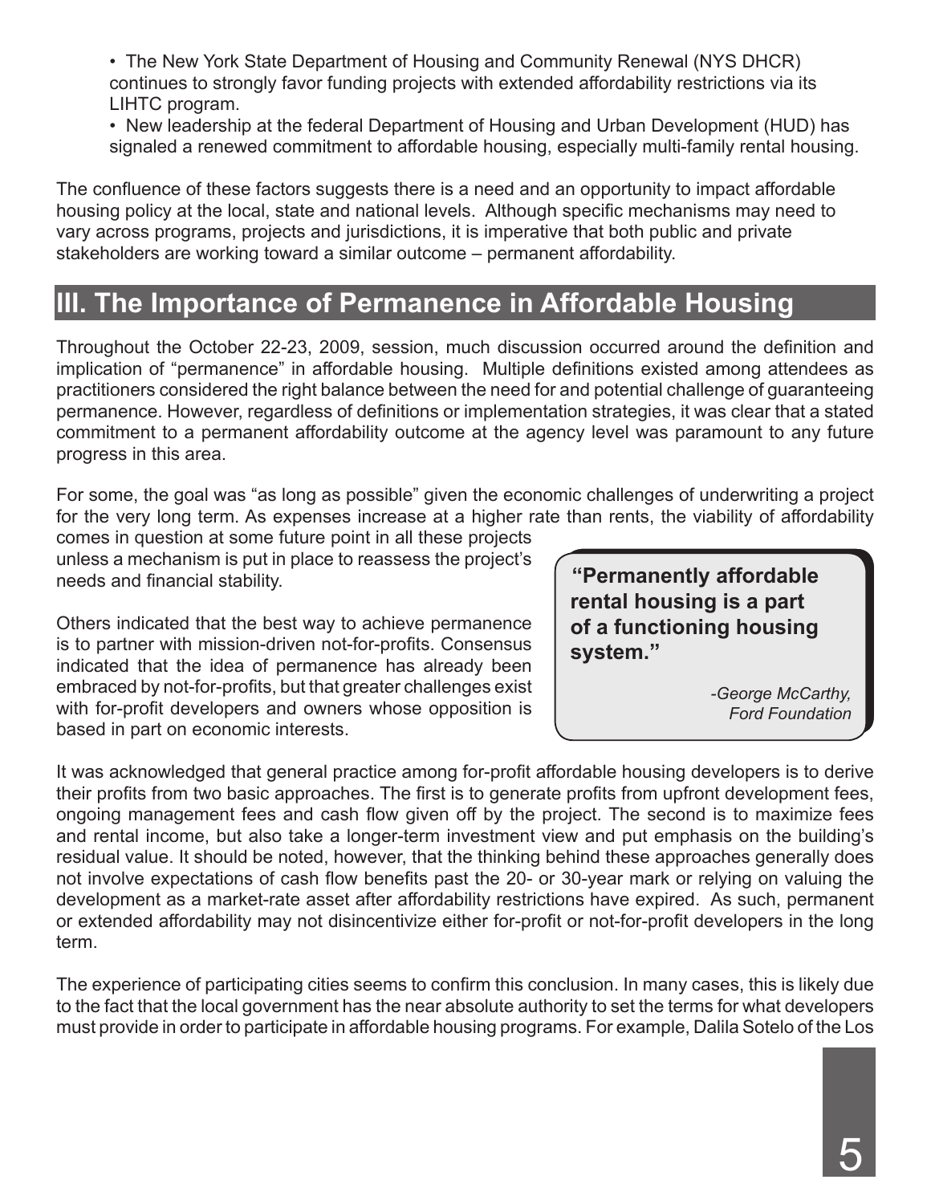- The New York State Department of Housing and Community Renewal (NYS DHCR) continues to strongly favor funding projects with extended affordability restrictions via its LIHTC program.
- New leadership at the federal Department of Housing and Urban Development (HUD) has signaled a renewed commitment to affordable housing, especially multi-family rental housing.

The confluence of these factors suggests there is a need and an opportunity to impact affordable housing policy at the local, state and national levels. Although specific mechanisms may need to vary across programs, projects and jurisdictions, it is imperative that both public and private stakeholders are working toward a similar outcome – permanent affordability.

## III. The Importance of Permanence in Affordable Housing

Throughout the October 22-23, 2009, session, much discussion occurred around the definition and implication of "permanence" in affordable housing. Multiple definitions existed among attendees as practitioners considered the right balance between the need for and potential challenge of guaranteeing permanence. However, regardless of definitions or implementation strategies, it was clear that a stated commitment to a permanent affordability outcome at the agency level was paramount to any future progress in this area.

For some, the goal was "as long as possible" given the economic challenges of underwriting a project for the very long term. As expenses increase at a higher rate than rents, the viability of affordability comes in question at some future point in all these projects unless a mechanism is put in place to reassess the project's needs and financial stability.

Others indicated that the best way to achieve permanence is to partner with mission-driven not-for-profits. Consensus indicated that the idea of permanence has already been embraced by not-for-profits, but that greater challenges exist with for-profit developers and owners whose opposition is based in part on economic interests.

> **"Permanently affordable rental housing is a part of a functioning housing system."**
>
> *-George McCarthy, Ford Foundation*

It was acknowledged that general practice among for-profit affordable housing developers is to derive their profits from two basic approaches. The first is to generate profits from upfront development fees, ongoing management fees and cash flow given off by the project. The second is to maximize fees and rental income, but also take a longer-term investment view and put emphasis on the building's residual value. It should be noted, however, that the thinking behind these approaches generally does not involve expectations of cash flow benefits past the 20- or 30-year mark or relying on valuing the development as a market-rate asset after affordability restrictions have expired. As such, permanent or extended affordability may not disincentivize either for-profit or not-for-profit developers in the long term.

The experience of participating cities seems to confirm this conclusion. In many cases, this is likely due to the fact that the local government has the near absolute authority to set the terms for what developers must provide in order to participate in affordable housing programs. For example, Dalila Sotelo of the Los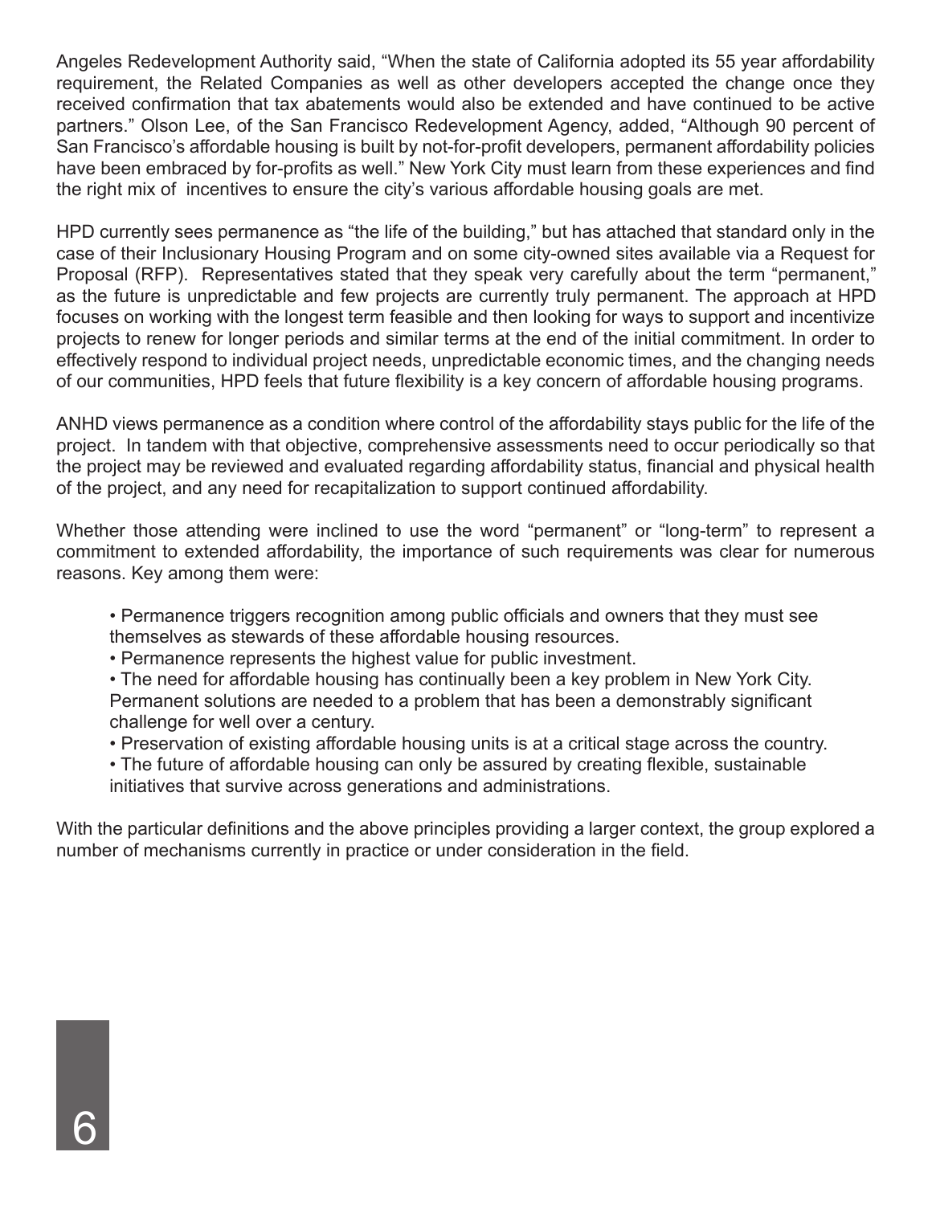Angeles Redevelopment Authority said, "When the state of California adopted its 55 year affordability requirement, the Related Companies as well as other developers accepted the change once they received confirmation that tax abatements would also be extended and have continued to be active partners." Olson Lee, of the San Francisco Redevelopment Agency, added, "Although 90 percent of San Francisco's affordable housing is built by not-for-profit developers, permanent affordability policies have been embraced by for-profits as well." New York City must learn from these experiences and find the right mix of incentives to ensure the city's various affordable housing goals are met.

HPD currently sees permanence as "the life of the building," but has attached that standard only in the case of their Inclusionary Housing Program and on some city-owned sites available via a Request for Proposal (RFP). Representatives stated that they speak very carefully about the term "permanent," as the future is unpredictable and few projects are currently truly permanent. The approach at HPD focuses on working with the longest term feasible and then looking for ways to support and incentivize projects to renew for longer periods and similar terms at the end of the initial commitment. In order to effectively respond to individual project needs, unpredictable economic times, and the changing needs of our communities, HPD feels that future flexibility is a key concern of affordable housing programs.

ANHD views permanence as a condition where control of the affordability stays public for the life of the project. In tandem with that objective, comprehensive assessments need to occur periodically so that the project may be reviewed and evaluated regarding affordability status, financial and physical health of the project, and any need for recapitalization to support continued affordability.

Whether those attending were inclined to use the word "permanent" or "long-term" to represent a commitment to extended affordability, the importance of such requirements was clear for numerous reasons. Key among them were:

- Permanence triggers recognition among public officials and owners that they must see themselves as stewards of these affordable housing resources.
- Permanence represents the highest value for public investment.
- The need for affordable housing has continually been a key problem in New York City. Permanent solutions are needed to a problem that has been a demonstrably significant challenge for well over a century.
- Preservation of existing affordable housing units is at a critical stage across the country.
- The future of affordable housing can only be assured by creating flexible, sustainable initiatives that survive across generations and administrations.

With the particular definitions and the above principles providing a larger context, the group explored a number of mechanisms currently in practice or under consideration in the field.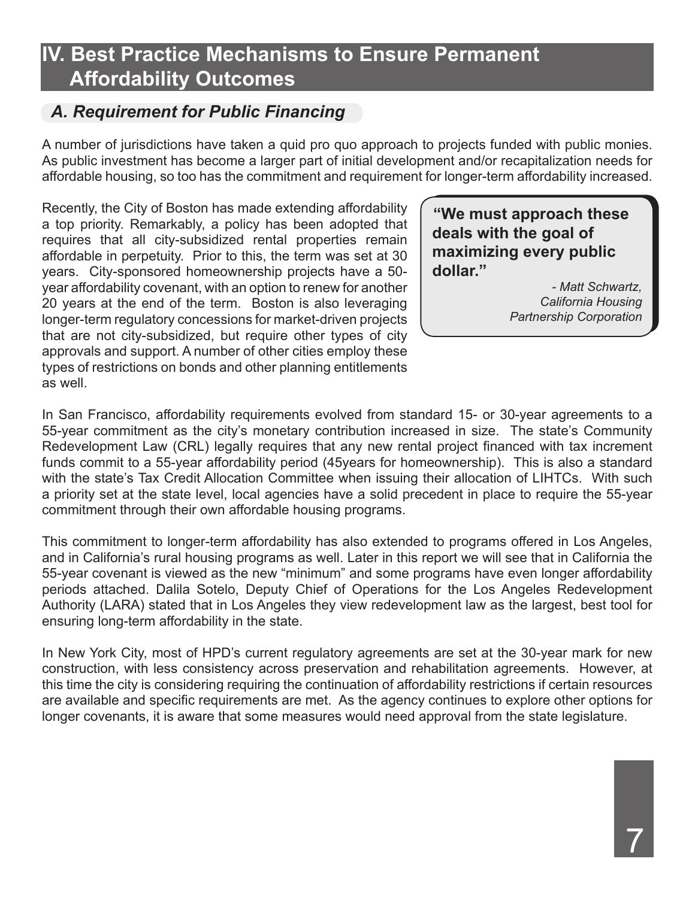## IV. Best Practice Mechanisms to Ensure Permanent Affordability Outcomes

### *A. Requirement for Public Financing*

A number of jurisdictions have taken a quid pro quo approach to projects funded with public monies. As public investment has become a larger part of initial development and/or recapitalization needs for affordable housing, so too has the commitment and requirement for longer-term affordability increased.

Recently, the City of Boston has made extending affordability a top priority. Remarkably, a policy has been adopted that requires that all city-subsidized rental properties remain affordable in perpetuity. Prior to this, the term was set at 30 years. City-sponsored homeownership projects have a 50-year affordability covenant, with an option to renew for another 20 years at the end of the term. Boston is also leveraging longer-term regulatory concessions for market-driven projects that are not city-subsidized, but require other types of city approvals and support. A number of other cities employ these types of restrictions on bonds and other planning entitlements as well.

> **"We must approach these deals with the goal of maximizing every public dollar."**
>
> *- Matt Schwartz, California Housing Partnership Corporation*

In San Francisco, affordability requirements evolved from standard 15- or 30-year agreements to a 55-year commitment as the city's monetary contribution increased in size. The state's Community Redevelopment Law (CRL) legally requires that any new rental project financed with tax increment funds commit to a 55-year affordability period (45years for homeownership). This is also a standard with the state's Tax Credit Allocation Committee when issuing their allocation of LIHTCs. With such a priority set at the state level, local agencies have a solid precedent in place to require the 55-year commitment through their own affordable housing programs.

This commitment to longer-term affordability has also extended to programs offered in Los Angeles, and in California's rural housing programs as well. Later in this report we will see that in California the 55-year covenant is viewed as the new "minimum" and some programs have even longer affordability periods attached. Dalila Sotelo, Deputy Chief of Operations for the Los Angeles Redevelopment Authority (LARA) stated that in Los Angeles they view redevelopment law as the largest, best tool for ensuring long-term affordability in the state.

In New York City, most of HPD's current regulatory agreements are set at the 30-year mark for new construction, with less consistency across preservation and rehabilitation agreements. However, at this time the city is considering requiring the continuation of affordability restrictions if certain resources are available and specific requirements are met. As the agency continues to explore other options for longer covenants, it is aware that some measures would need approval from the state legislature.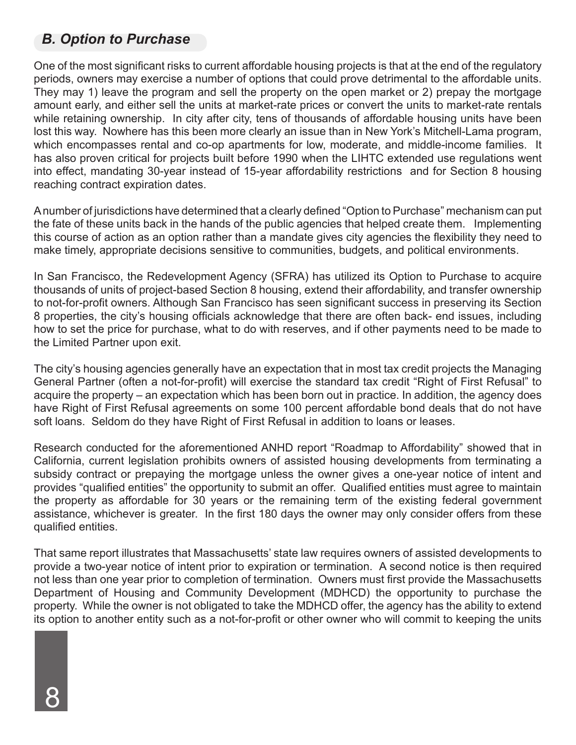## *B. Option to Purchase*

One of the most significant risks to current affordable housing projects is that at the end of the regulatory periods, owners may exercise a number of options that could prove detrimental to the affordable units. They may 1) leave the program and sell the property on the open market or 2) prepay the mortgage amount early, and either sell the units at market-rate prices or convert the units to market-rate rentals while retaining ownership. In city after city, tens of thousands of affordable housing units have been lost this way. Nowhere has this been more clearly an issue than in New York's Mitchell-Lama program, which encompasses rental and co-op apartments for low, moderate, and middle-income families. It has also proven critical for projects built before 1990 when the LIHTC extended use regulations went into effect, mandating 30-year instead of 15-year affordability restrictions and for Section 8 housing reaching contract expiration dates.

A number of jurisdictions have determined that a clearly defined "Option to Purchase" mechanism can put the fate of these units back in the hands of the public agencies that helped create them. Implementing this course of action as an option rather than a mandate gives city agencies the flexibility they need to make timely, appropriate decisions sensitive to communities, budgets, and political environments.

In San Francisco, the Redevelopment Agency (SFRA) has utilized its Option to Purchase to acquire thousands of units of project-based Section 8 housing, extend their affordability, and transfer ownership to not-for-profit owners. Although San Francisco has seen significant success in preserving its Section 8 properties, the city's housing officials acknowledge that there are often back- end issues, including how to set the price for purchase, what to do with reserves, and if other payments need to be made to the Limited Partner upon exit.

The city's housing agencies generally have an expectation that in most tax credit projects the Managing General Partner (often a not-for-profit) will exercise the standard tax credit "Right of First Refusal" to acquire the property – an expectation which has been born out in practice. In addition, the agency does have Right of First Refusal agreements on some 100 percent affordable bond deals that do not have soft loans. Seldom do they have Right of First Refusal in addition to loans or leases.

Research conducted for the aforementioned ANHD report "Roadmap to Affordability" showed that in California, current legislation prohibits owners of assisted housing developments from terminating a subsidy contract or prepaying the mortgage unless the owner gives a one-year notice of intent and provides "qualified entities" the opportunity to submit an offer. Qualified entities must agree to maintain the property as affordable for 30 years or the remaining term of the existing federal government assistance, whichever is greater. In the first 180 days the owner may only consider offers from these qualified entities.

That same report illustrates that Massachusetts' state law requires owners of assisted developments to provide a two-year notice of intent prior to expiration or termination. A second notice is then required not less than one year prior to completion of termination. Owners must first provide the Massachusetts Department of Housing and Community Development (MDHCD) the opportunity to purchase the property. While the owner is not obligated to take the MDHCD offer, the agency has the ability to extend its option to another entity such as a not-for-profit or other owner who will commit to keeping the units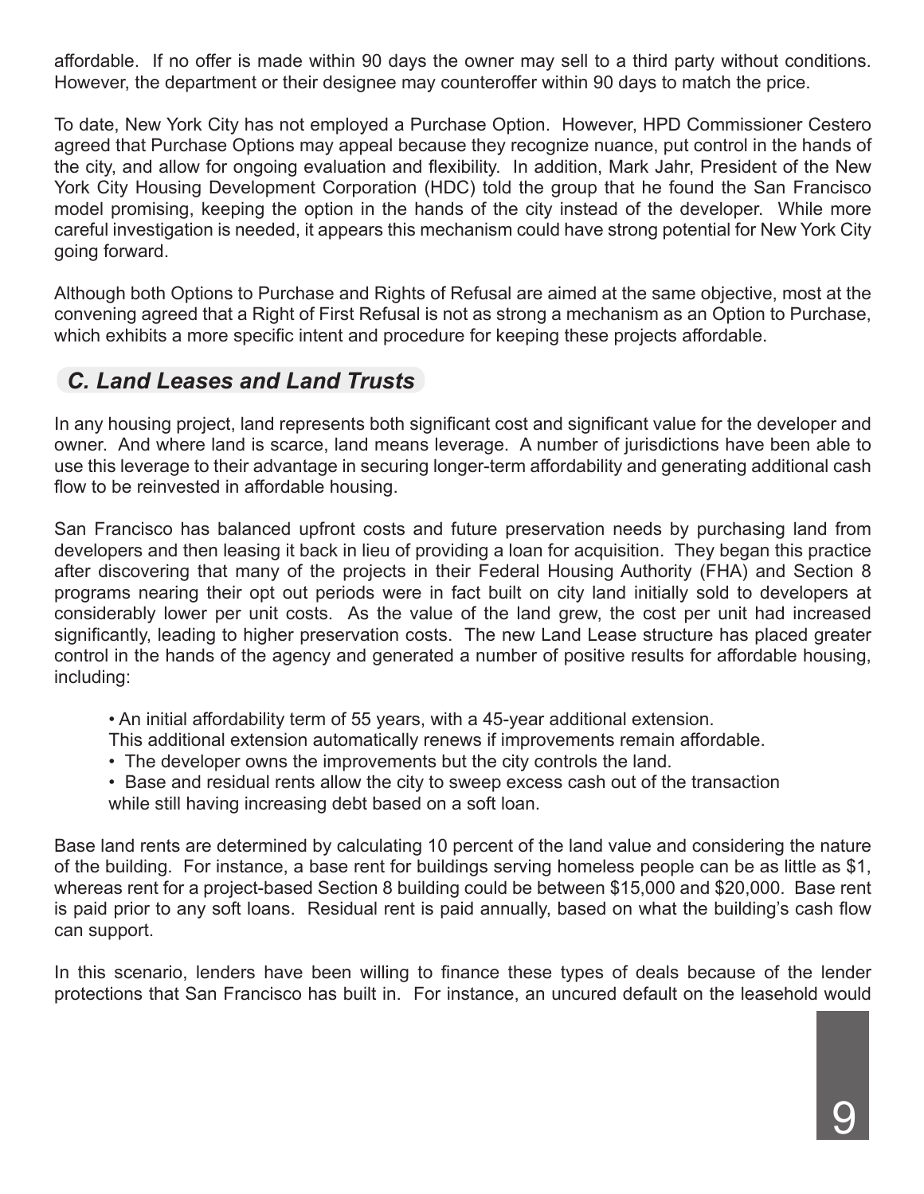affordable. If no offer is made within 90 days the owner may sell to a third party without conditions. However, the department or their designee may counteroffer within 90 days to match the price.

To date, New York City has not employed a Purchase Option. However, HPD Commissioner Cestero agreed that Purchase Options may appeal because they recognize nuance, put control in the hands of the city, and allow for ongoing evaluation and flexibility. In addition, Mark Jahr, President of the New York City Housing Development Corporation (HDC) told the group that he found the San Francisco model promising, keeping the option in the hands of the city instead of the developer. While more careful investigation is needed, it appears this mechanism could have strong potential for New York City going forward.

Although both Options to Purchase and Rights of Refusal are aimed at the same objective, most at the convening agreed that a Right of First Refusal is not as strong a mechanism as an Option to Purchase, which exhibits a more specific intent and procedure for keeping these projects affordable.

## *C. Land Leases and Land Trusts*

In any housing project, land represents both significant cost and significant value for the developer and owner. And where land is scarce, land means leverage. A number of jurisdictions have been able to use this leverage to their advantage in securing longer-term affordability and generating additional cash flow to be reinvested in affordable housing.

San Francisco has balanced upfront costs and future preservation needs by purchasing land from developers and then leasing it back in lieu of providing a loan for acquisition. They began this practice after discovering that many of the projects in their Federal Housing Authority (FHA) and Section 8 programs nearing their opt out periods were in fact built on city land initially sold to developers at considerably lower per unit costs. As the value of the land grew, the cost per unit had increased significantly, leading to higher preservation costs. The new Land Lease structure has placed greater control in the hands of the agency and generated a number of positive results for affordable housing, including:

- An initial affordability term of 55 years, with a 45-year additional extension. This additional extension automatically renews if improvements remain affordable.
- The developer owns the improvements but the city controls the land.
- Base and residual rents allow the city to sweep excess cash out of the transaction while still having increasing debt based on a soft loan.

Base land rents are determined by calculating 10 percent of the land value and considering the nature of the building. For instance, a base rent for buildings serving homeless people can be as little as $1, whereas rent for a project-based Section 8 building could be between $15,000 and $20,000. Base rent is paid prior to any soft loans. Residual rent is paid annually, based on what the building's cash flow can support.

In this scenario, lenders have been willing to finance these types of deals because of the lender protections that San Francisco has built in. For instance, an uncured default on the leasehold would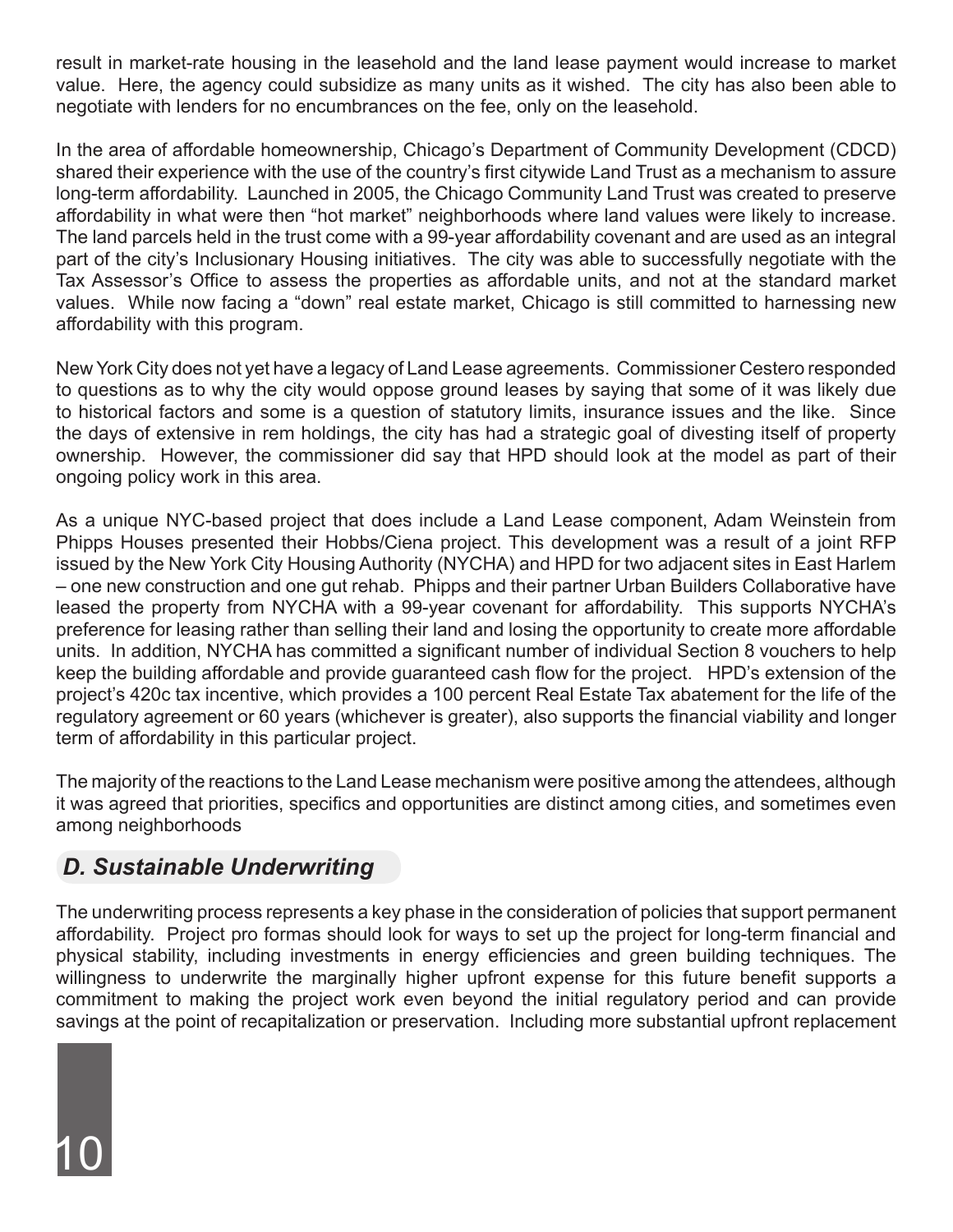result in market-rate housing in the leasehold and the land lease payment would increase to market value. Here, the agency could subsidize as many units as it wished. The city has also been able to negotiate with lenders for no encumbrances on the fee, only on the leasehold.

In the area of affordable homeownership, Chicago's Department of Community Development (CDCD) shared their experience with the use of the country's first citywide Land Trust as a mechanism to assure long-term affordability. Launched in 2005, the Chicago Community Land Trust was created to preserve affordability in what were then "hot market" neighborhoods where land values were likely to increase. The land parcels held in the trust come with a 99-year affordability covenant and are used as an integral part of the city's Inclusionary Housing initiatives. The city was able to successfully negotiate with the Tax Assessor's Office to assess the properties as affordable units, and not at the standard market values. While now facing a "down" real estate market, Chicago is still committed to harnessing new affordability with this program.

New York City does not yet have a legacy of Land Lease agreements. Commissioner Cestero responded to questions as to why the city would oppose ground leases by saying that some of it was likely due to historical factors and some is a question of statutory limits, insurance issues and the like. Since the days of extensive in rem holdings, the city has had a strategic goal of divesting itself of property ownership. However, the commissioner did say that HPD should look at the model as part of their ongoing policy work in this area.

As a unique NYC-based project that does include a Land Lease component, Adam Weinstein from Phipps Houses presented their Hobbs/Ciena project. This development was a result of a joint RFP issued by the New York City Housing Authority (NYCHA) and HPD for two adjacent sites in East Harlem – one new construction and one gut rehab. Phipps and their partner Urban Builders Collaborative have leased the property from NYCHA with a 99-year covenant for affordability. This supports NYCHA's preference for leasing rather than selling their land and losing the opportunity to create more affordable units. In addition, NYCHA has committed a significant number of individual Section 8 vouchers to help keep the building affordable and provide guaranteed cash flow for the project. HPD's extension of the project's 420c tax incentive, which provides a 100 percent Real Estate Tax abatement for the life of the regulatory agreement or 60 years (whichever is greater), also supports the financial viability and longer term of affordability in this particular project.

The majority of the reactions to the Land Lease mechanism were positive among the attendees, although it was agreed that priorities, specifics and opportunities are distinct among cities, and sometimes even among neighborhoods

## *D. Sustainable Underwriting*

The underwriting process represents a key phase in the consideration of policies that support permanent affordability. Project pro formas should look for ways to set up the project for long-term financial and physical stability, including investments in energy efficiencies and green building techniques. The willingness to underwrite the marginally higher upfront expense for this future benefit supports a commitment to making the project work even beyond the initial regulatory period and can provide savings at the point of recapitalization or preservation. Including more substantial upfront replacement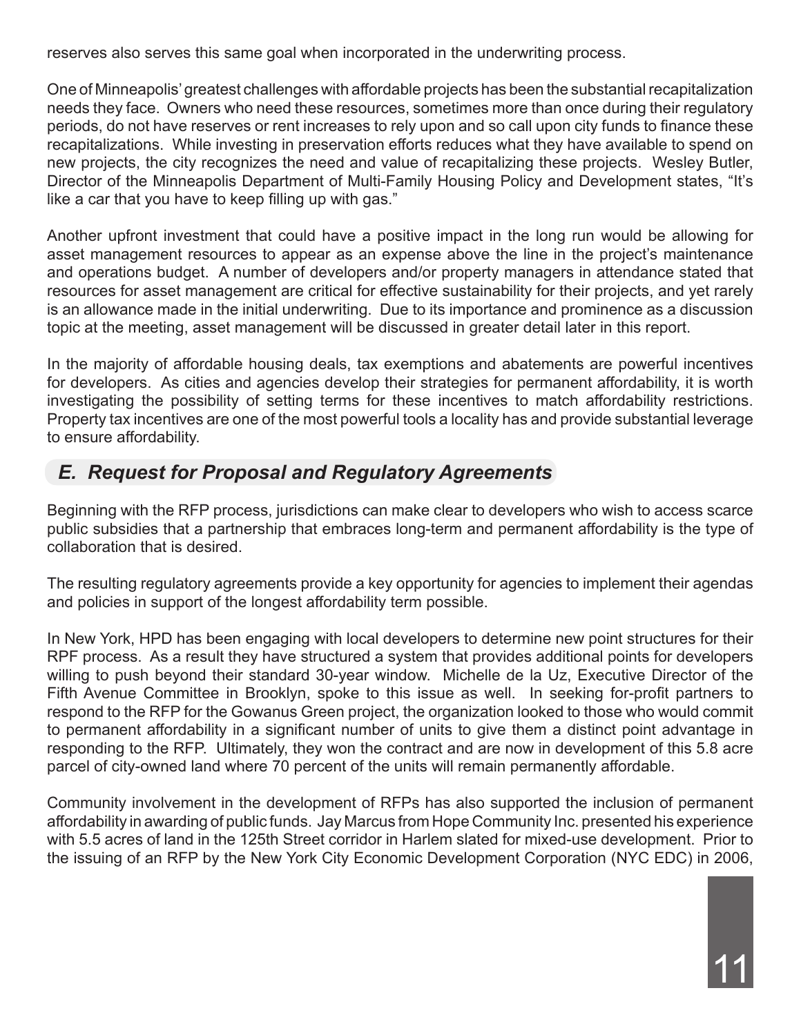reserves also serves this same goal when incorporated in the underwriting process.

One of Minneapolis' greatest challenges with affordable projects has been the substantial recapitalization needs they face. Owners who need these resources, sometimes more than once during their regulatory periods, do not have reserves or rent increases to rely upon and so call upon city funds to finance these recapitalizations. While investing in preservation efforts reduces what they have available to spend on new projects, the city recognizes the need and value of recapitalizing these projects. Wesley Butler, Director of the Minneapolis Department of Multi-Family Housing Policy and Development states, "It's like a car that you have to keep filling up with gas."

Another upfront investment that could have a positive impact in the long run would be allowing for asset management resources to appear as an expense above the line in the project's maintenance and operations budget. A number of developers and/or property managers in attendance stated that resources for asset management are critical for effective sustainability for their projects, and yet rarely is an allowance made in the initial underwriting. Due to its importance and prominence as a discussion topic at the meeting, asset management will be discussed in greater detail later in this report.

In the majority of affordable housing deals, tax exemptions and abatements are powerful incentives for developers. As cities and agencies develop their strategies for permanent affordability, it is worth investigating the possibility of setting terms for these incentives to match affordability restrictions. Property tax incentives are one of the most powerful tools a locality has and provide substantial leverage to ensure affordability.

## *E. Request for Proposal and Regulatory Agreements*

Beginning with the RFP process, jurisdictions can make clear to developers who wish to access scarce public subsidies that a partnership that embraces long-term and permanent affordability is the type of collaboration that is desired.

The resulting regulatory agreements provide a key opportunity for agencies to implement their agendas and policies in support of the longest affordability term possible.

In New York, HPD has been engaging with local developers to determine new point structures for their RPF process. As a result they have structured a system that provides additional points for developers willing to push beyond their standard 30-year window. Michelle de la Uz, Executive Director of the Fifth Avenue Committee in Brooklyn, spoke to this issue as well. In seeking for-profit partners to respond to the RFP for the Gowanus Green project, the organization looked to those who would commit to permanent affordability in a significant number of units to give them a distinct point advantage in responding to the RFP. Ultimately, they won the contract and are now in development of this 5.8 acre parcel of city-owned land where 70 percent of the units will remain permanently affordable.

Community involvement in the development of RFPs has also supported the inclusion of permanent affordability in awarding of public funds. Jay Marcus from Hope Community Inc. presented his experience with 5.5 acres of land in the 125th Street corridor in Harlem slated for mixed-use development. Prior to the issuing of an RFP by the New York City Economic Development Corporation (NYC EDC) in 2006,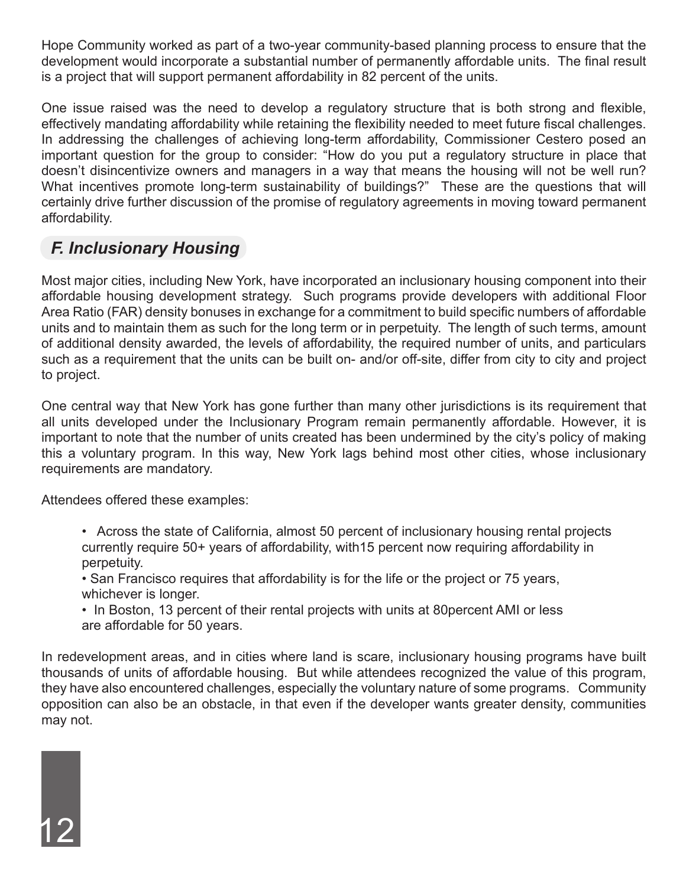Hope Community worked as part of a two-year community-based planning process to ensure that the development would incorporate a substantial number of permanently affordable units. The final result is a project that will support permanent affordability in 82 percent of the units.

One issue raised was the need to develop a regulatory structure that is both strong and flexible, effectively mandating affordability while retaining the flexibility needed to meet future fiscal challenges. In addressing the challenges of achieving long-term affordability, Commissioner Cestero posed an important question for the group to consider: "How do you put a regulatory structure in place that doesn't disincentivize owners and managers in a way that means the housing will not be well run? What incentives promote long-term sustainability of buildings?" These are the questions that will certainly drive further discussion of the promise of regulatory agreements in moving toward permanent affordability.

## *F. Inclusionary Housing*

Most major cities, including New York, have incorporated an inclusionary housing component into their affordable housing development strategy. Such programs provide developers with additional Floor Area Ratio (FAR) density bonuses in exchange for a commitment to build specific numbers of affordable units and to maintain them as such for the long term or in perpetuity. The length of such terms, amount of additional density awarded, the levels of affordability, the required number of units, and particulars such as a requirement that the units can be built on- and/or off-site, differ from city to city and project to project.

One central way that New York has gone further than many other jurisdictions is its requirement that all units developed under the Inclusionary Program remain permanently affordable. However, it is important to note that the number of units created has been undermined by the city's policy of making this a voluntary program. In this way, New York lags behind most other cities, whose inclusionary requirements are mandatory.

Attendees offered these examples:

- Across the state of California, almost 50 percent of inclusionary housing rental projects currently require 50+ years of affordability, with15 percent now requiring affordability in perpetuity.
- San Francisco requires that affordability is for the life or the project or 75 years, whichever is longer.
- In Boston, 13 percent of their rental projects with units at 80percent AMI or less are affordable for 50 years.

In redevelopment areas, and in cities where land is scare, inclusionary housing programs have built thousands of units of affordable housing. But while attendees recognized the value of this program, they have also encountered challenges, especially the voluntary nature of some programs. Community opposition can also be an obstacle, in that even if the developer wants greater density, communities may not.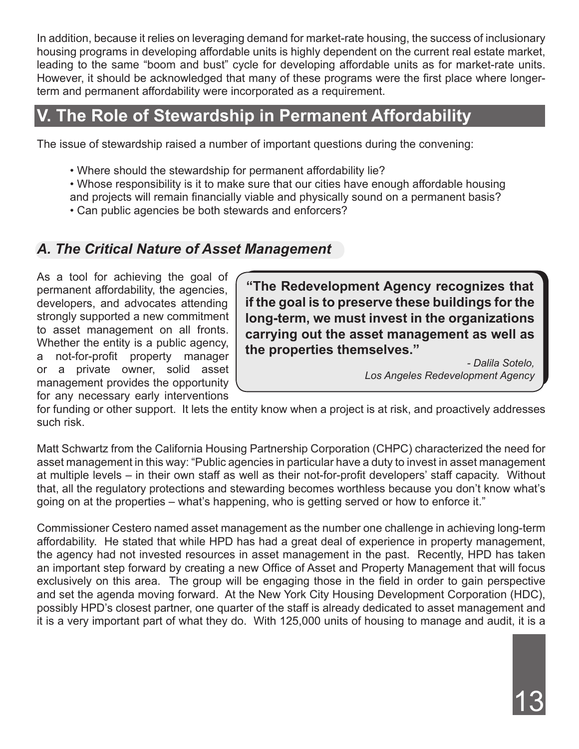In addition, because it relies on leveraging demand for market-rate housing, the success of inclusionary housing programs in developing affordable units is highly dependent on the current real estate market, leading to the same "boom and bust" cycle for developing affordable units as for market-rate units. However, it should be acknowledged that many of these programs were the first place where longer-term and permanent affordability were incorporated as a requirement.

## V. The Role of Stewardship in Permanent Affordability

The issue of stewardship raised a number of important questions during the convening:

- Where should the stewardship for permanent affordability lie?
- Whose responsibility is it to make sure that our cities have enough affordable housing and projects will remain financially viable and physically sound on a permanent basis?
- Can public agencies be both stewards and enforcers?

### *A. The Critical Nature of Asset Management*

As a tool for achieving the goal of permanent affordability, the agencies, developers, and advocates attending strongly supported a new commitment to asset management on all fronts. Whether the entity is a public agency, a not-for-profit property manager or a private owner, solid asset management provides the opportunity for any necessary early interventions for funding or other support. It lets the entity know when a project is at risk, and proactively addresses such risk.

> **"The Redevelopment Agency recognizes that if the goal is to preserve these buildings for the long-term, we must invest in the organizations carrying out the asset management as well as the properties themselves."**
>
> *- Dalila Sotelo, Los Angeles Redevelopment Agency*

Matt Schwartz from the California Housing Partnership Corporation (CHPC) characterized the need for asset management in this way: "Public agencies in particular have a duty to invest in asset management at multiple levels – in their own staff as well as their not-for-profit developers' staff capacity. Without that, all the regulatory protections and stewarding becomes worthless because you don't know what's going on at the properties – what's happening, who is getting served or how to enforce it."

Commissioner Cestero named asset management as the number one challenge in achieving long-term affordability. He stated that while HPD has had a great deal of experience in property management, the agency had not invested resources in asset management in the past. Recently, HPD has taken an important step forward by creating a new Office of Asset and Property Management that will focus exclusively on this area. The group will be engaging those in the field in order to gain perspective and set the agenda moving forward. At the New York City Housing Development Corporation (HDC), possibly HPD's closest partner, one quarter of the staff is already dedicated to asset management and it is a very important part of what they do. With 125,000 units of housing to manage and audit, it is a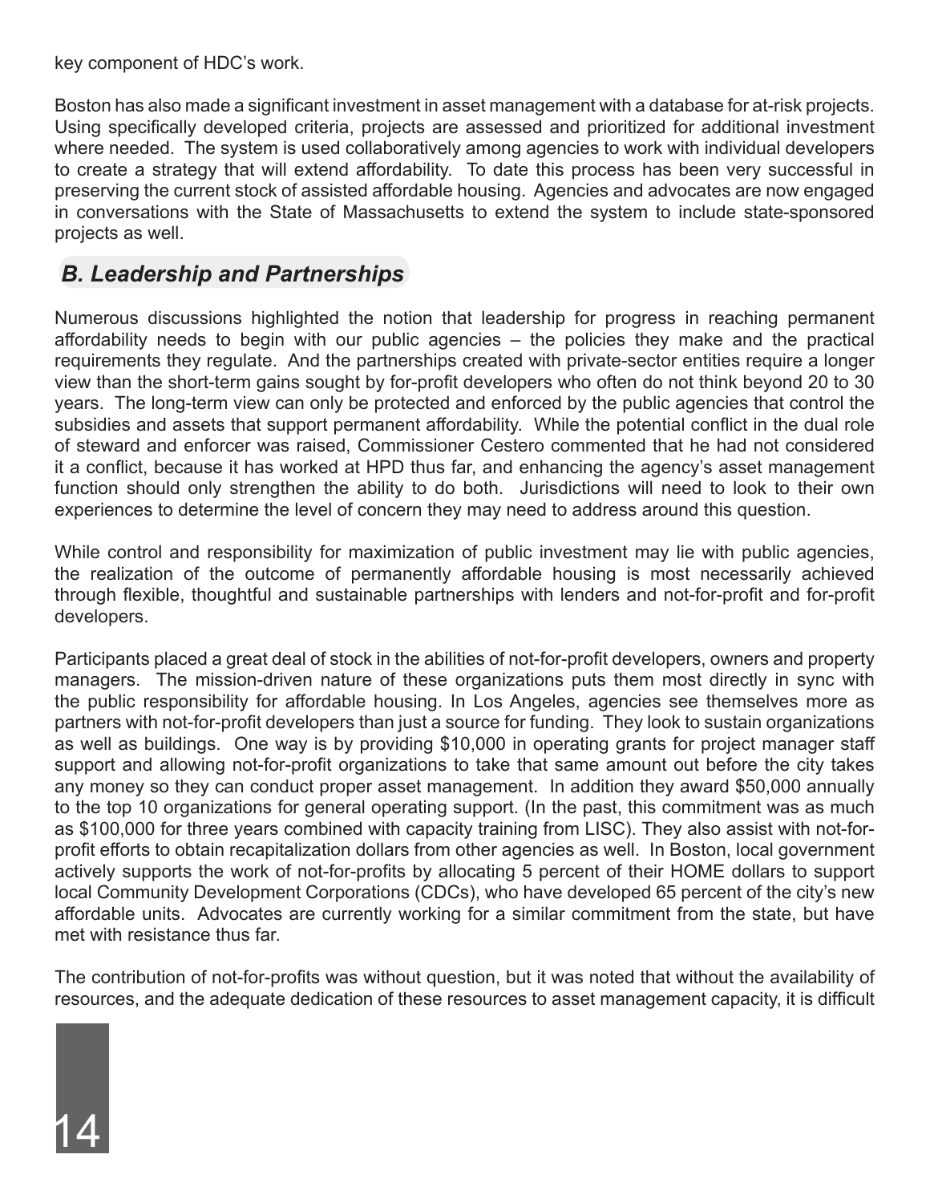key component of HDC's work.

Boston has also made a significant investment in asset management with a database for at-risk projects. Using specifically developed criteria, projects are assessed and prioritized for additional investment where needed. The system is used collaboratively among agencies to work with individual developers to create a strategy that will extend affordability. To date this process has been very successful in preserving the current stock of assisted affordable housing. Agencies and advocates are now engaged in conversations with the State of Massachusetts to extend the system to include state-sponsored projects as well.

## *B. Leadership and Partnerships*

Numerous discussions highlighted the notion that leadership for progress in reaching permanent affordability needs to begin with our public agencies – the policies they make and the practical requirements they regulate. And the partnerships created with private-sector entities require a longer view than the short-term gains sought by for-profit developers who often do not think beyond 20 to 30 years. The long-term view can only be protected and enforced by the public agencies that control the subsidies and assets that support permanent affordability. While the potential conflict in the dual role of steward and enforcer was raised, Commissioner Cestero commented that he had not considered it a conflict, because it has worked at HPD thus far, and enhancing the agency's asset management function should only strengthen the ability to do both. Jurisdictions will need to look to their own experiences to determine the level of concern they may need to address around this question.

While control and responsibility for maximization of public investment may lie with public agencies, the realization of the outcome of permanently affordable housing is most necessarily achieved through flexible, thoughtful and sustainable partnerships with lenders and not-for-profit and for-profit developers.

Participants placed a great deal of stock in the abilities of not-for-profit developers, owners and property managers. The mission-driven nature of these organizations puts them most directly in sync with the public responsibility for affordable housing. In Los Angeles, agencies see themselves more as partners with not-for-profit developers than just a source for funding. They look to sustain organizations as well as buildings. One way is by providing $10,000 in operating grants for project manager staff support and allowing not-for-profit organizations to take that same amount out before the city takes any money so they can conduct proper asset management. In addition they award $50,000 annually to the top 10 organizations for general operating support. (In the past, this commitment was as much as $100,000 for three years combined with capacity training from LISC). They also assist with not-for-profit efforts to obtain recapitalization dollars from other agencies as well. In Boston, local government actively supports the work of not-for-profits by allocating 5 percent of their HOME dollars to support local Community Development Corporations (CDCs), who have developed 65 percent of the city's new affordable units. Advocates are currently working for a similar commitment from the state, but have met with resistance thus far.

The contribution of not-for-profits was without question, but it was noted that without the availability of resources, and the adequate dedication of these resources to asset management capacity, it is difficult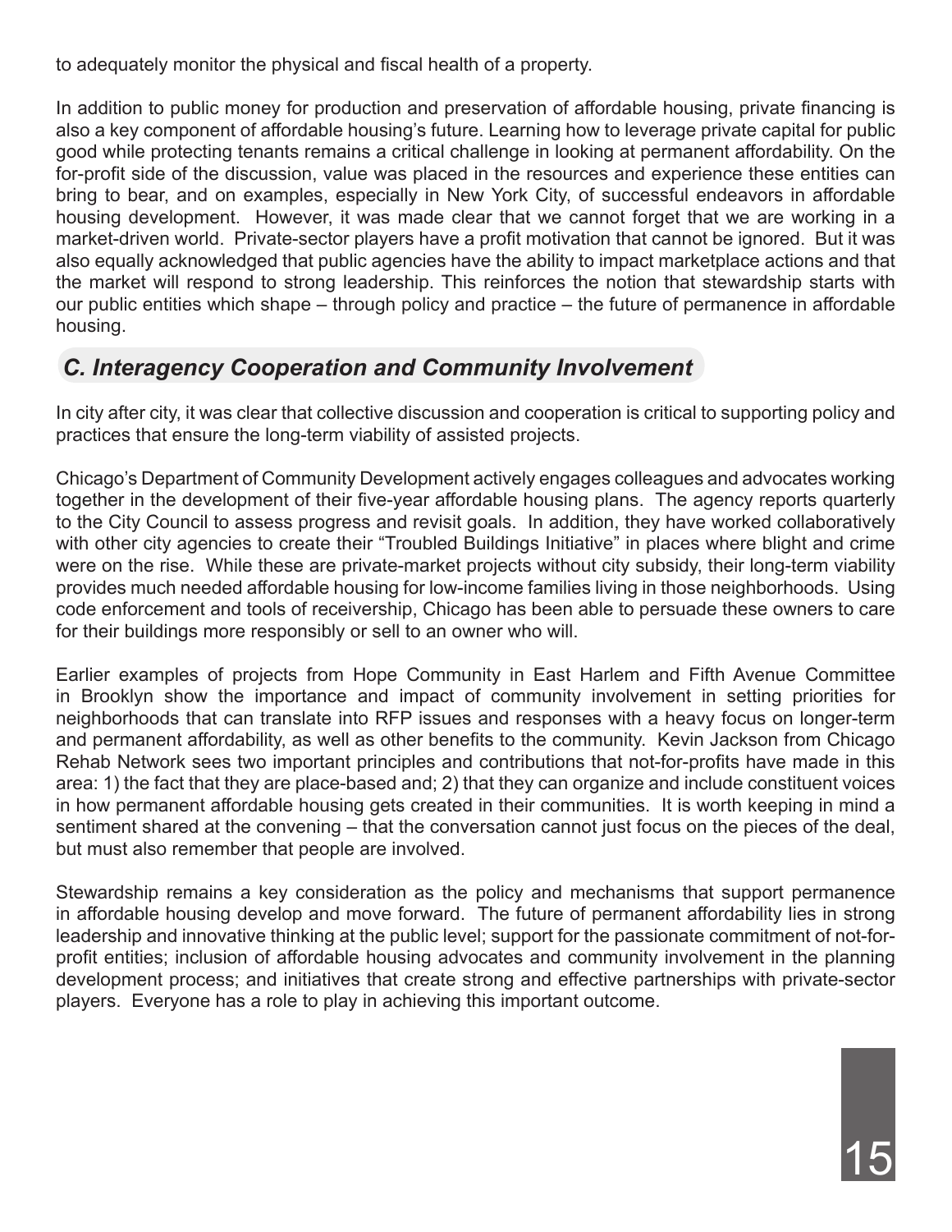to adequately monitor the physical and fiscal health of a property.

In addition to public money for production and preservation of affordable housing, private financing is also a key component of affordable housing's future. Learning how to leverage private capital for public good while protecting tenants remains a critical challenge in looking at permanent affordability. On the for-profit side of the discussion, value was placed in the resources and experience these entities can bring to bear, and on examples, especially in New York City, of successful endeavors in affordable housing development. However, it was made clear that we cannot forget that we are working in a market-driven world. Private-sector players have a profit motivation that cannot be ignored. But it was also equally acknowledged that public agencies have the ability to impact marketplace actions and that the market will respond to strong leadership. This reinforces the notion that stewardship starts with our public entities which shape – through policy and practice – the future of permanence in affordable housing.

## *C. Interagency Cooperation and Community Involvement*

In city after city, it was clear that collective discussion and cooperation is critical to supporting policy and practices that ensure the long-term viability of assisted projects.

Chicago's Department of Community Development actively engages colleagues and advocates working together in the development of their five-year affordable housing plans. The agency reports quarterly to the City Council to assess progress and revisit goals. In addition, they have worked collaboratively with other city agencies to create their "Troubled Buildings Initiative" in places where blight and crime were on the rise. While these are private-market projects without city subsidy, their long-term viability provides much needed affordable housing for low-income families living in those neighborhoods. Using code enforcement and tools of receivership, Chicago has been able to persuade these owners to care for their buildings more responsibly or sell to an owner who will.

Earlier examples of projects from Hope Community in East Harlem and Fifth Avenue Committee in Brooklyn show the importance and impact of community involvement in setting priorities for neighborhoods that can translate into RFP issues and responses with a heavy focus on longer-term and permanent affordability, as well as other benefits to the community. Kevin Jackson from Chicago Rehab Network sees two important principles and contributions that not-for-profits have made in this area: 1) the fact that they are place-based and; 2) that they can organize and include constituent voices in how permanent affordable housing gets created in their communities. It is worth keeping in mind a sentiment shared at the convening – that the conversation cannot just focus on the pieces of the deal, but must also remember that people are involved.

Stewardship remains a key consideration as the policy and mechanisms that support permanence in affordable housing develop and move forward. The future of permanent affordability lies in strong leadership and innovative thinking at the public level; support for the passionate commitment of not-for-profit entities; inclusion of affordable housing advocates and community involvement in the planning development process; and initiatives that create strong and effective partnerships with private-sector players. Everyone has a role to play in achieving this important outcome.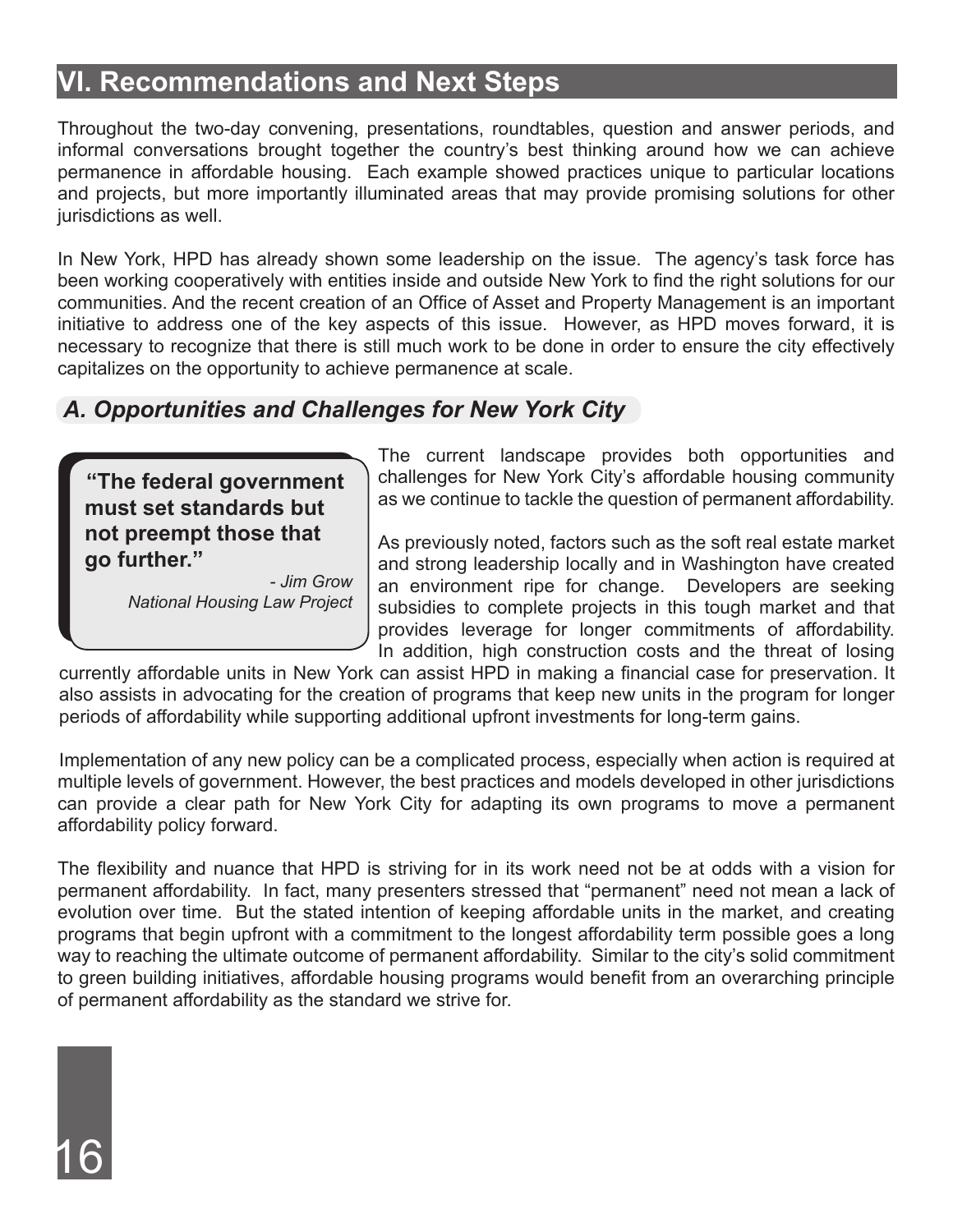## VI. Recommendations and Next Steps

Throughout the two-day convening, presentations, roundtables, question and answer periods, and informal conversations brought together the country's best thinking around how we can achieve permanence in affordable housing. Each example showed practices unique to particular locations and projects, but more importantly illuminated areas that may provide promising solutions for other jurisdictions as well.

In New York, HPD has already shown some leadership on the issue. The agency's task force has been working cooperatively with entities inside and outside New York to find the right solutions for our communities. And the recent creation of an Office of Asset and Property Management is an important initiative to address one of the key aspects of this issue. However, as HPD moves forward, it is necessary to recognize that there is still much work to be done in order to ensure the city effectively capitalizes on the opportunity to achieve permanence at scale.

### *A. Opportunities and Challenges for New York City*

> **"The federal government must set standards but not preempt those that go further."**
>
> *- Jim Grow*
> *National Housing Law Project*

The current landscape provides both opportunities and challenges for New York City's affordable housing community as we continue to tackle the question of permanent affordability.

As previously noted, factors such as the soft real estate market and strong leadership locally and in Washington have created an environment ripe for change. Developers are seeking subsidies to complete projects in this tough market and that provides leverage for longer commitments of affordability. In addition, high construction costs and the threat of losing currently affordable units in New York can assist HPD in making a financial case for preservation. It also assists in advocating for the creation of programs that keep new units in the program for longer periods of affordability while supporting additional upfront investments for long-term gains.

Implementation of any new policy can be a complicated process, especially when action is required at multiple levels of government. However, the best practices and models developed in other jurisdictions can provide a clear path for New York City for adapting its own programs to move a permanent affordability policy forward.

The flexibility and nuance that HPD is striving for in its work need not be at odds with a vision for permanent affordability. In fact, many presenters stressed that "permanent" need not mean a lack of evolution over time. But the stated intention of keeping affordable units in the market, and creating programs that begin upfront with a commitment to the longest affordability term possible goes a long way to reaching the ultimate outcome of permanent affordability. Similar to the city's solid commitment to green building initiatives, affordable housing programs would benefit from an overarching principle of permanent affordability as the standard we strive for.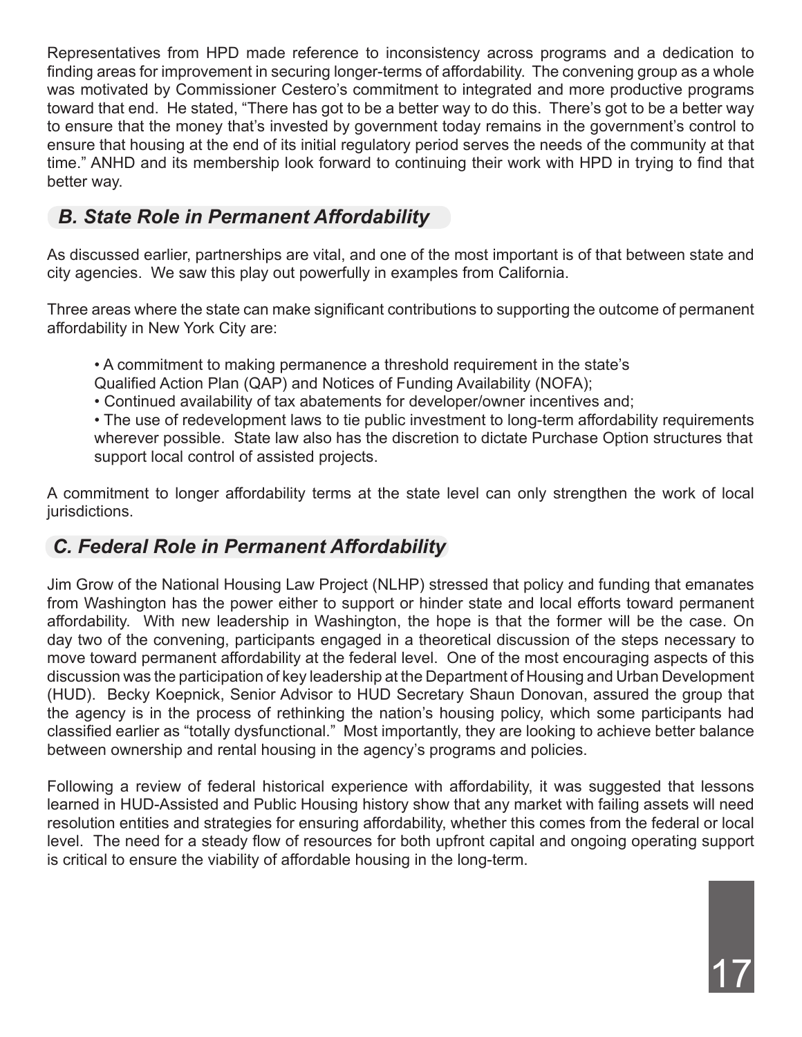Representatives from HPD made reference to inconsistency across programs and a dedication to finding areas for improvement in securing longer-terms of affordability. The convening group as a whole was motivated by Commissioner Cestero's commitment to integrated and more productive programs toward that end. He stated, "There has got to be a better way to do this. There's got to be a better way to ensure that the money that's invested by government today remains in the government's control to ensure that housing at the end of its initial regulatory period serves the needs of the community at that time." ANHD and its membership look forward to continuing their work with HPD in trying to find that better way.

## *B. State Role in Permanent Affordability*

As discussed earlier, partnerships are vital, and one of the most important is of that between state and city agencies. We saw this play out powerfully in examples from California.

Three areas where the state can make significant contributions to supporting the outcome of permanent affordability in New York City are:

- A commitment to making permanence a threshold requirement in the state's Qualified Action Plan (QAP) and Notices of Funding Availability (NOFA);
- Continued availability of tax abatements for developer/owner incentives and;
- The use of redevelopment laws to tie public investment to long-term affordability requirements wherever possible. State law also has the discretion to dictate Purchase Option structures that support local control of assisted projects.

A commitment to longer affordability terms at the state level can only strengthen the work of local jurisdictions.

## *C. Federal Role in Permanent Affordability*

Jim Grow of the National Housing Law Project (NLHP) stressed that policy and funding that emanates from Washington has the power either to support or hinder state and local efforts toward permanent affordability. With new leadership in Washington, the hope is that the former will be the case. On day two of the convening, participants engaged in a theoretical discussion of the steps necessary to move toward permanent affordability at the federal level. One of the most encouraging aspects of this discussion was the participation of key leadership at the Department of Housing and Urban Development (HUD). Becky Koepnick, Senior Advisor to HUD Secretary Shaun Donovan, assured the group that the agency is in the process of rethinking the nation's housing policy, which some participants had classified earlier as "totally dysfunctional." Most importantly, they are looking to achieve better balance between ownership and rental housing in the agency's programs and policies.

Following a review of federal historical experience with affordability, it was suggested that lessons learned in HUD-Assisted and Public Housing history show that any market with failing assets will need resolution entities and strategies for ensuring affordability, whether this comes from the federal or local level. The need for a steady flow of resources for both upfront capital and ongoing operating support is critical to ensure the viability of affordable housing in the long-term.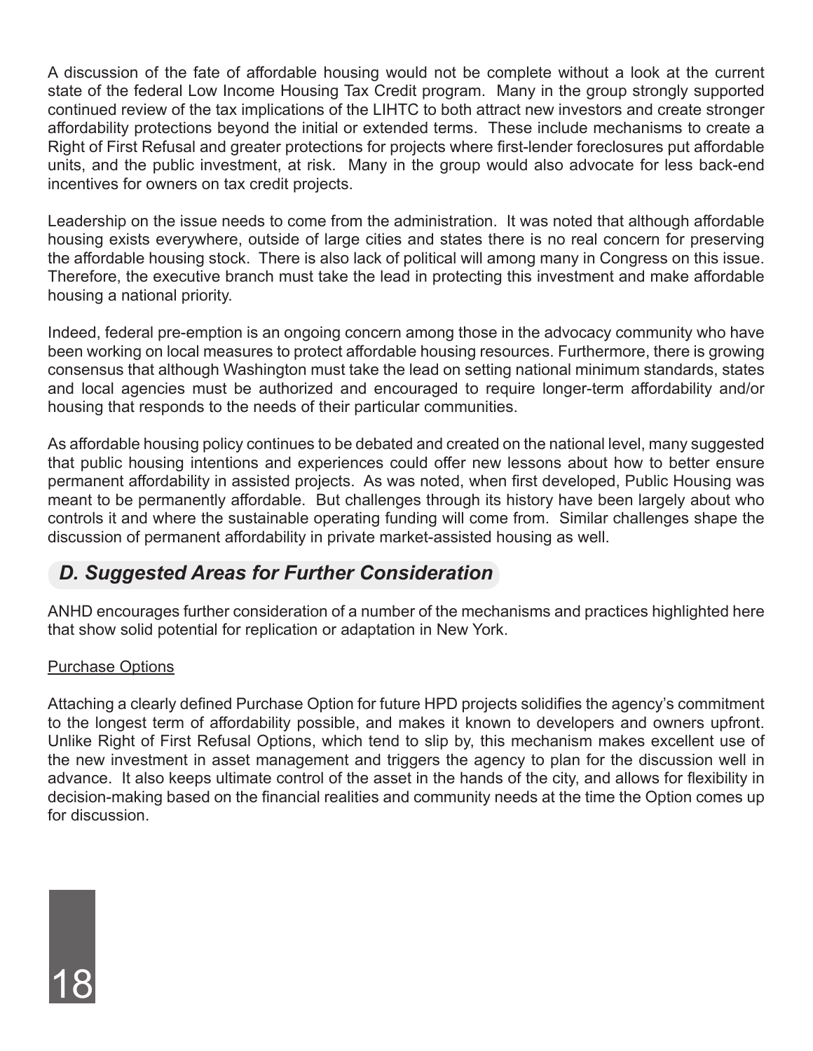A discussion of the fate of affordable housing would not be complete without a look at the current state of the federal Low Income Housing Tax Credit program. Many in the group strongly supported continued review of the tax implications of the LIHTC to both attract new investors and create stronger affordability protections beyond the initial or extended terms. These include mechanisms to create a Right of First Refusal and greater protections for projects where first-lender foreclosures put affordable units, and the public investment, at risk. Many in the group would also advocate for less back-end incentives for owners on tax credit projects.

Leadership on the issue needs to come from the administration. It was noted that although affordable housing exists everywhere, outside of large cities and states there is no real concern for preserving the affordable housing stock. There is also lack of political will among many in Congress on this issue. Therefore, the executive branch must take the lead in protecting this investment and make affordable housing a national priority.

Indeed, federal pre-emption is an ongoing concern among those in the advocacy community who have been working on local measures to protect affordable housing resources. Furthermore, there is growing consensus that although Washington must take the lead on setting national minimum standards, states and local agencies must be authorized and encouraged to require longer-term affordability and/or housing that responds to the needs of their particular communities.

As affordable housing policy continues to be debated and created on the national level, many suggested that public housing intentions and experiences could offer new lessons about how to better ensure permanent affordability in assisted projects. As was noted, when first developed, Public Housing was meant to be permanently affordable. But challenges through its history have been largely about who controls it and where the sustainable operating funding will come from. Similar challenges shape the discussion of permanent affordability in private market-assisted housing as well.

## *D. Suggested Areas for Further Consideration*

ANHD encourages further consideration of a number of the mechanisms and practices highlighted here that show solid potential for replication or adaptation in New York.

<u>Purchase Options</u>

Attaching a clearly defined Purchase Option for future HPD projects solidifies the agency's commitment to the longest term of affordability possible, and makes it known to developers and owners upfront. Unlike Right of First Refusal Options, which tend to slip by, this mechanism makes excellent use of the new investment in asset management and triggers the agency to plan for the discussion well in advance. It also keeps ultimate control of the asset in the hands of the city, and allows for flexibility in decision-making based on the financial realities and community needs at the time the Option comes up for discussion.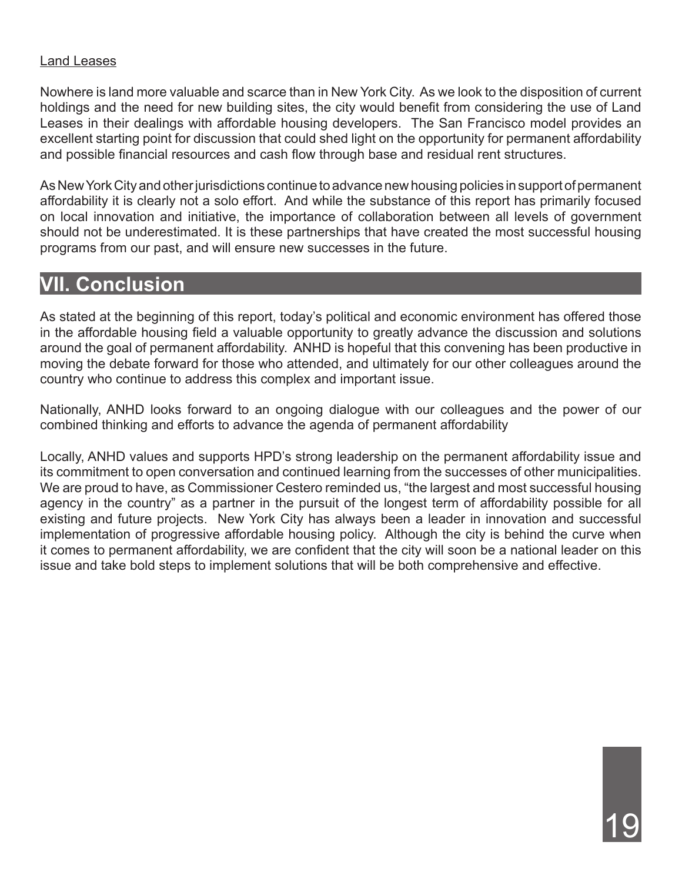Land Leases

Nowhere is land more valuable and scarce than in New York City. As we look to the disposition of current holdings and the need for new building sites, the city would benefit from considering the use of Land Leases in their dealings with affordable housing developers. The San Francisco model provides an excellent starting point for discussion that could shed light on the opportunity for permanent affordability and possible financial resources and cash flow through base and residual rent structures.

As New York City and other jurisdictions continue to advance new housing policies in support of permanent affordability it is clearly not a solo effort. And while the substance of this report has primarily focused on local innovation and initiative, the importance of collaboration between all levels of government should not be underestimated. It is these partnerships that have created the most successful housing programs from our past, and will ensure new successes in the future.

## VII. Conclusion

As stated at the beginning of this report, today's political and economic environment has offered those in the affordable housing field a valuable opportunity to greatly advance the discussion and solutions around the goal of permanent affordability. ANHD is hopeful that this convening has been productive in moving the debate forward for those who attended, and ultimately for our other colleagues around the country who continue to address this complex and important issue.

Nationally, ANHD looks forward to an ongoing dialogue with our colleagues and the power of our combined thinking and efforts to advance the agenda of permanent affordability

Locally, ANHD values and supports HPD's strong leadership on the permanent affordability issue and its commitment to open conversation and continued learning from the successes of other municipalities. We are proud to have, as Commissioner Cestero reminded us, "the largest and most successful housing agency in the country" as a partner in the pursuit of the longest term of affordability possible for all existing and future projects. New York City has always been a leader in innovation and successful implementation of progressive affordable housing policy. Although the city is behind the curve when it comes to permanent affordability, we are confident that the city will soon be a national leader on this issue and take bold steps to implement solutions that will be both comprehensive and effective.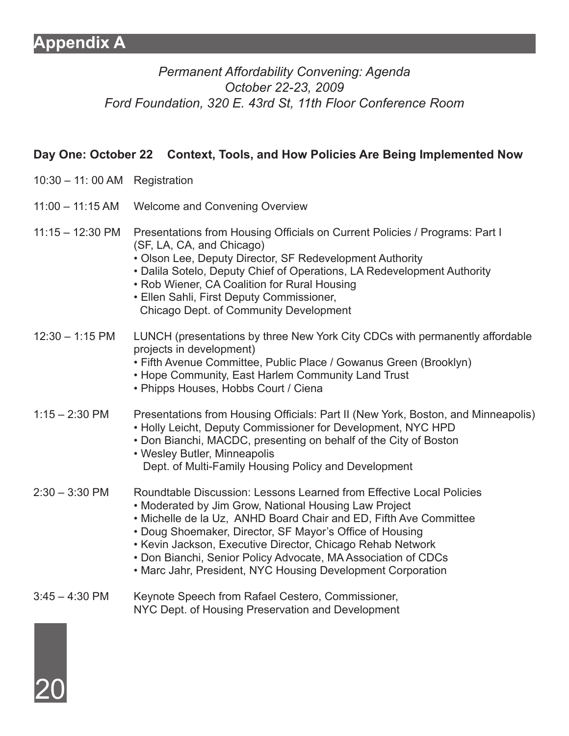# Appendix A

*Permanent Affordability Convening: Agenda*
*October 22-23, 2009*
*Ford Foundation, 320 E. 43rd St, 11th Floor Conference Room*

**Day One: October 22  Context, Tools, and How Policies Are Being Implemented Now**

10:30 – 11: 00 AM  Registration

11:00 – 11:15 AM  Welcome and Convening Overview

11:15 – 12:30 PM  Presentations from Housing Officials on Current Policies / Programs: Part I (SF, LA, CA, and Chicago)

- Olson Lee, Deputy Director, SF Redevelopment Authority
- Dalila Sotelo, Deputy Chief of Operations, LA Redevelopment Authority
- Rob Wiener, CA Coalition for Rural Housing
- Ellen Sahli, First Deputy Commissioner, Chicago Dept. of Community Development

12:30 – 1:15 PM  LUNCH (presentations by three New York City CDCs with permanently affordable projects in development)

- Fifth Avenue Committee, Public Place / Gowanus Green (Brooklyn)
- Hope Community, East Harlem Community Land Trust
- Phipps Houses, Hobbs Court / Ciena

1:15 – 2:30 PM  Presentations from Housing Officials: Part II (New York, Boston, and Minneapolis)

- Holly Leicht, Deputy Commissioner for Development, NYC HPD
- Don Bianchi, MACDC, presenting on behalf of the City of Boston
- Wesley Butler, Minneapolis Dept. of Multi-Family Housing Policy and Development

2:30 – 3:30 PM  Roundtable Discussion: Lessons Learned from Effective Local Policies

- Moderated by Jim Grow, National Housing Law Project
- Michelle de la Uz, ANHD Board Chair and ED, Fifth Ave Committee
- Doug Shoemaker, Director, SF Mayor's Office of Housing
- Kevin Jackson, Executive Director, Chicago Rehab Network
- Don Bianchi, Senior Policy Advocate, MA Association of CDCs
- Marc Jahr, President, NYC Housing Development Corporation

3:45 – 4:30 PM  Keynote Speech from Rafael Cestero, Commissioner, NYC Dept. of Housing Preservation and Development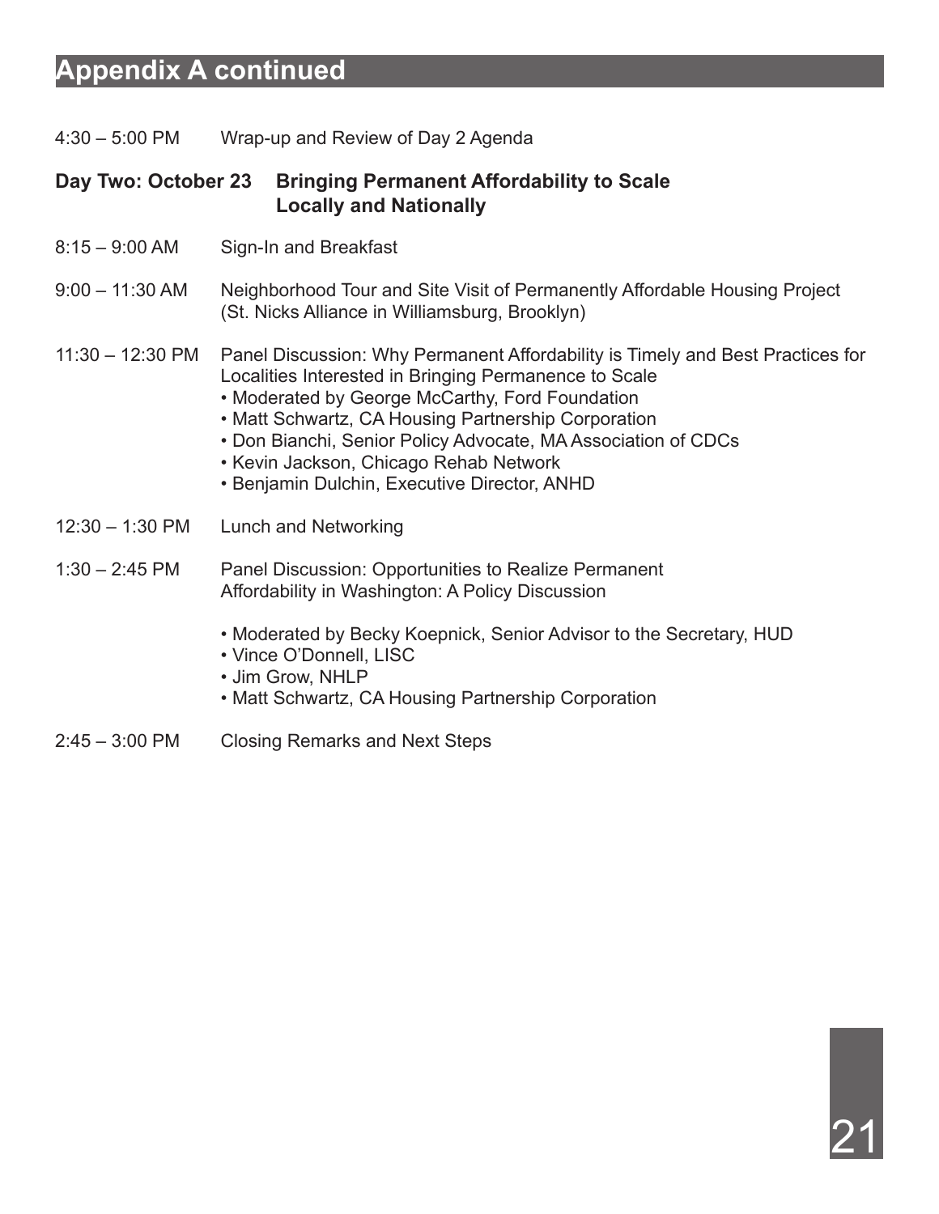# Appendix A continued

4:30 – 5:00 PM Wrap-up and Review of Day 2 Agenda

**Day Two: October 23 Bringing Permanent Affordability to Scale Locally and Nationally**

8:15 – 9:00 AM Sign-In and Breakfast

9:00 – 11:30 AM Neighborhood Tour and Site Visit of Permanently Affordable Housing Project (St. Nicks Alliance in Williamsburg, Brooklyn)

11:30 – 12:30 PM Panel Discussion: Why Permanent Affordability is Timely and Best Practices for Localities Interested in Bringing Permanence to Scale

- Moderated by George McCarthy, Ford Foundation
- Matt Schwartz, CA Housing Partnership Corporation
- Don Bianchi, Senior Policy Advocate, MA Association of CDCs
- Kevin Jackson, Chicago Rehab Network
- Benjamin Dulchin, Executive Director, ANHD

12:30 – 1:30 PM Lunch and Networking

1:30 – 2:45 PM Panel Discussion: Opportunities to Realize Permanent Affordability in Washington: A Policy Discussion

- Moderated by Becky Koepnick, Senior Advisor to the Secretary, HUD
- Vince O'Donnell, LISC
- Jim Grow, NHLP
- Matt Schwartz, CA Housing Partnership Corporation

2:45 – 3:00 PM Closing Remarks and Next Steps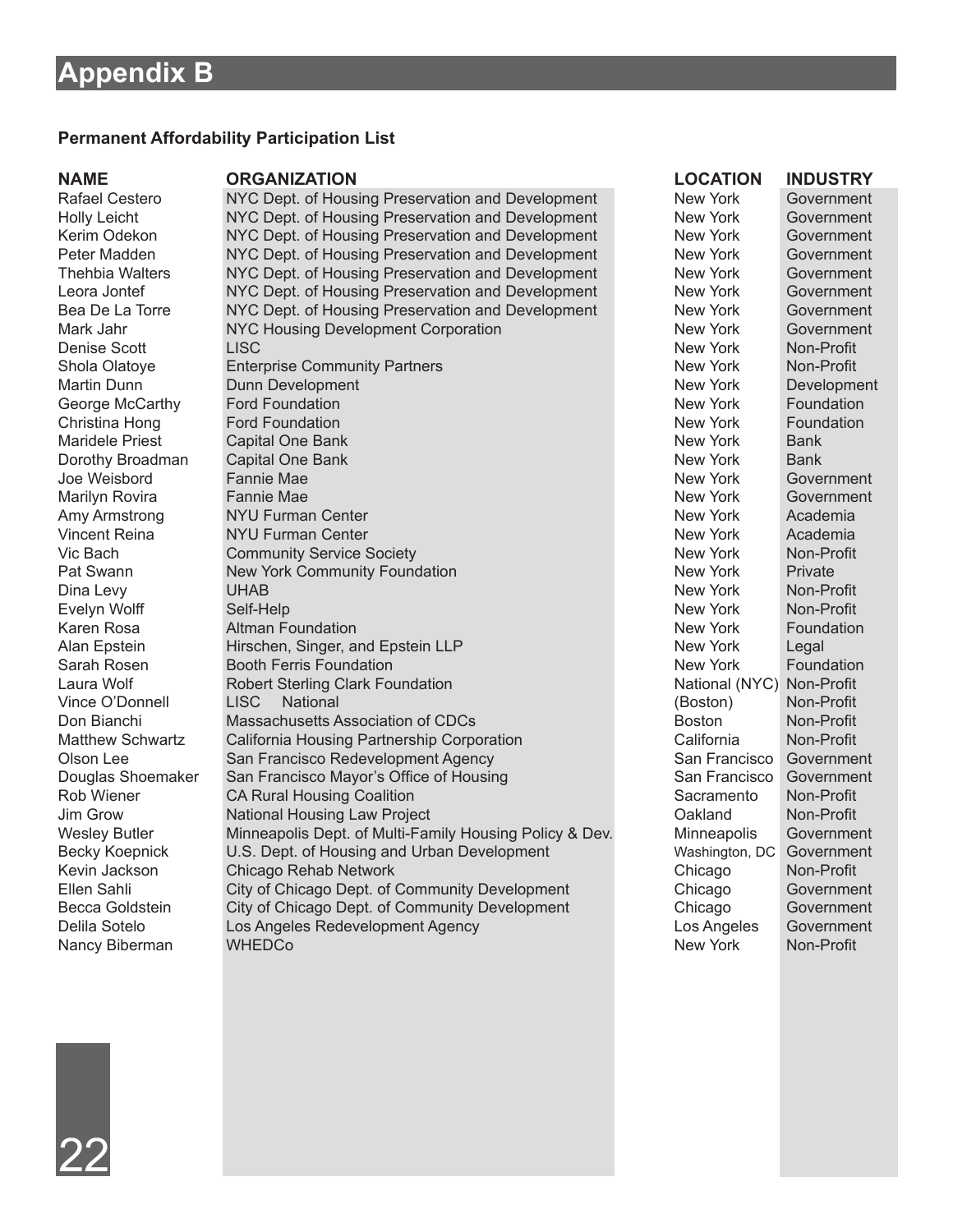# Appendix B

**Permanent Affordability Participation List**

| NAME | ORGANIZATION | LOCATION | INDUSTRY |
|---|---|---|---|
| Rafael Cestero | NYC Dept. of Housing Preservation and Development | New York | Government |
| Holly Leicht | NYC Dept. of Housing Preservation and Development | New York | Government |
| Kerim Odekon | NYC Dept. of Housing Preservation and Development | New York | Government |
| Peter Madden | NYC Dept. of Housing Preservation and Development | New York | Government |
| Thehbia Walters | NYC Dept. of Housing Preservation and Development | New York | Government |
| Leora Jontef | NYC Dept. of Housing Preservation and Development | New York | Government |
| Bea De La Torre | NYC Dept. of Housing Preservation and Development | New York | Government |
| Mark Jahr | NYC Housing Development Corporation | New York | Government |
| Denise Scott | LISC | New York | Non-Profit |
| Shola Olatoye | Enterprise Community Partners | New York | Non-Profit |
| Martin Dunn | Dunn Development | New York | Development |
| George McCarthy | Ford Foundation | New York | Foundation |
| Christina Hong | Ford Foundation | New York | Foundation |
| Maridele Priest | Capital One Bank | New York | Bank |
| Dorothy Broadman | Capital One Bank | New York | Bank |
| Joe Weisbord | Fannie Mae | New York | Government |
| Marilyn Rovira | Fannie Mae | New York | Government |
| Amy Armstrong | NYU Furman Center | New York | Academia |
| Vincent Reina | NYU Furman Center | New York | Academia |
| Vic Bach | Community Service Society | New York | Non-Profit |
| Pat Swann | New York Community Foundation | New York | Private |
| Dina Levy | UHAB | New York | Non-Profit |
| Evelyn Wolff | Self-Help | New York | Non-Profit |
| Karen Rosa | Altman Foundation | New York | Foundation |
| Alan Epstein | Hirschen, Singer, and Epstein LLP | New York | Legal |
| Sarah Rosen | Booth Ferris Foundation | New York | Foundation |
| Laura Wolf | Robert Sterling Clark Foundation | National (NYC) | Non-Profit |
| Vince O'Donnell | LISC National | (Boston) | Non-Profit |
| Don Bianchi | Massachusetts Association of CDCs | Boston | Non-Profit |
| Matthew Schwartz | California Housing Partnership Corporation | California | Non-Profit |
| Olson Lee | San Francisco Redevelopment Agency | San Francisco | Government |
| Douglas Shoemaker | San Francisco Mayor's Office of Housing | San Francisco | Government |
| Rob Wiener | CA Rural Housing Coalition | Sacramento | Non-Profit |
| Jim Grow | National Housing Law Project | Oakland | Non-Profit |
| Wesley Butler | Minneapolis Dept. of Multi-Family Housing Policy & Dev. | Minneapolis | Government |
| Becky Koepnick | U.S. Dept. of Housing and Urban Development | Washington, DC | Government |
| Kevin Jackson | Chicago Rehab Network | Chicago | Non-Profit |
| Ellen Sahli | City of Chicago Dept. of Community Development | Chicago | Government |
| Becca Goldstein | City of Chicago Dept. of Community Development | Chicago | Government |
| Delila Sotelo | Los Angeles Redevelopment Agency | Los Angeles | Government |
| Nancy Biberman | WHEDCo | New York | Non-Profit |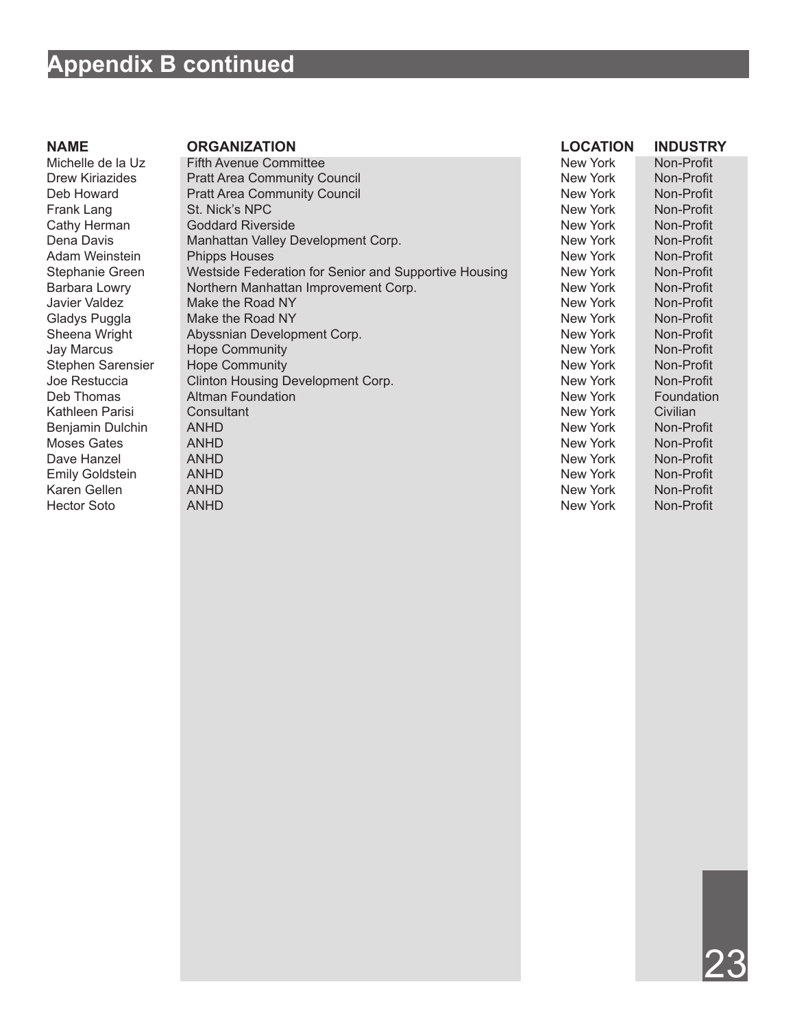## Appendix B continued

| NAME | ORGANIZATION | LOCATION | INDUSTRY |
|---|---|---|---|
| Michelle de la Uz | Fifth Avenue Committee | New York | Non-Profit |
| Drew Kiriazides | Pratt Area Community Council | New York | Non-Profit |
| Deb Howard | Pratt Area Community Council | New York | Non-Profit |
| Frank Lang | St. Nick's NPC | New York | Non-Profit |
| Cathy Herman | Goddard Riverside | New York | Non-Profit |
| Dena Davis | Manhattan Valley Development Corp. | New York | Non-Profit |
| Adam Weinstein | Phipps Houses | New York | Non-Profit |
| Stephanie Green | Westside Federation for Senior and Supportive Housing | New York | Non-Profit |
| Barbara Lowry | Northern Manhattan Improvement Corp. | New York | Non-Profit |
| Javier Valdez | Make the Road NY | New York | Non-Profit |
| Gladys Puggla | Make the Road NY | New York | Non-Profit |
| Sheena Wright | Abyssnian Development Corp. | New York | Non-Profit |
| Jay Marcus | Hope Community | New York | Non-Profit |
| Stephen Sarensier | Hope Community | New York | Non-Profit |
| Joe Restuccia | Clinton Housing Development Corp. | New York | Non-Profit |
| Deb Thomas | Altman Foundation | New York | Foundation |
| Kathleen Parisi | Consultant | New York | Civilian |
| Benjamin Dulchin | ANHD | New York | Non-Profit |
| Moses Gates | ANHD | New York | Non-Profit |
| Dave Hanzel | ANHD | New York | Non-Profit |
| Emily Goldstein | ANHD | New York | Non-Profit |
| Karen Gellen | ANHD | New York | Non-Profit |
| Hector Soto | ANHD | New York | Non-Profit |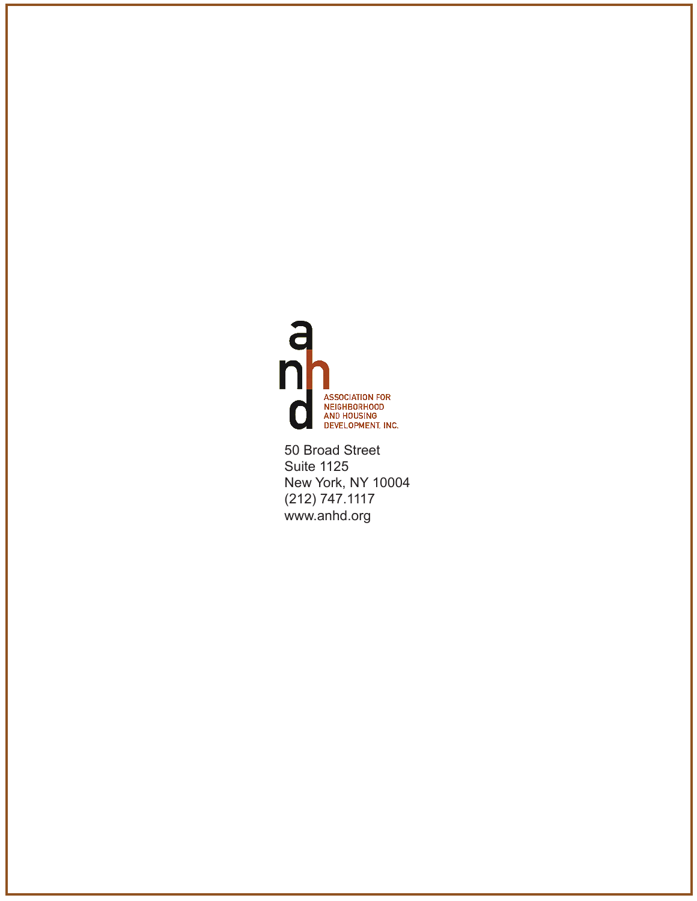anhd

ASSOCIATION FOR NEIGHBORHOOD AND HOUSING DEVELOPMENT, INC.

50 Broad Street
Suite 1125
New York, NY 10004
(212) 747.1117
www.anhd.org